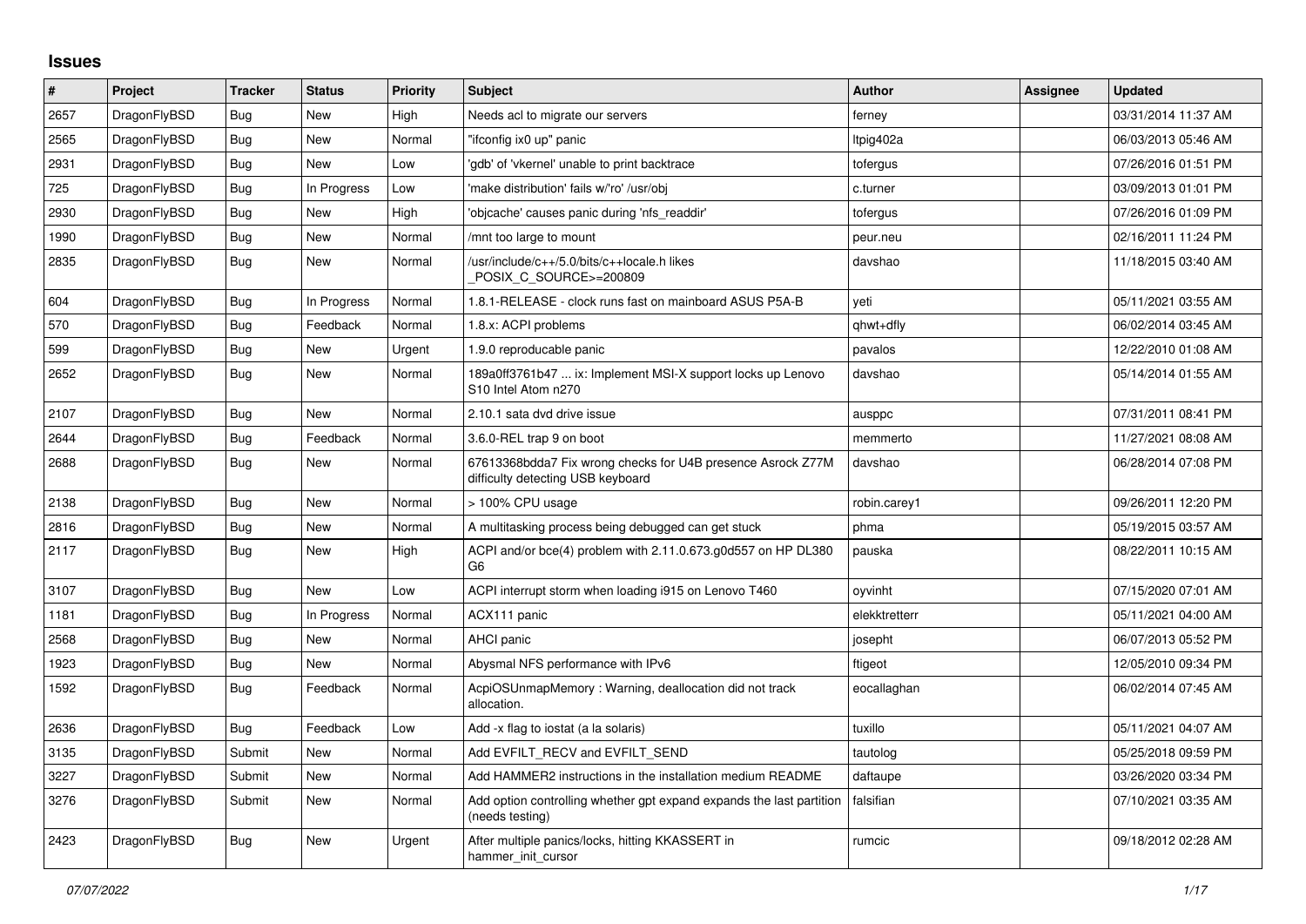# Issues

| # | Project | Tracker | Status | Priority | Subject | Author | Assignee | Updated |
|---|---|---|---|---|---|---|---|---|
| 2657 | DragonFlyBSD | Bug | New | High | Needs acl to migrate our servers | ferney | | 03/31/2014 11:37 AM |
| 2565 | DragonFlyBSD | Bug | New | Normal | "ifconfig ix0 up" panic | ltpig402a | | 06/03/2013 05:46 AM |
| 2931 | DragonFlyBSD | Bug | New | Low | 'gdb' of 'vkernel' unable to print backtrace | tofergus | | 07/26/2016 01:51 PM |
| 725 | DragonFlyBSD | Bug | In Progress | Low | 'make distribution' fails w/'ro' /usr/obj | c.turner | | 03/09/2013 01:01 PM |
| 2930 | DragonFlyBSD | Bug | New | High | 'objcache' causes panic during 'nfs_readdir' | tofergus | | 07/26/2016 01:09 PM |
| 1990 | DragonFlyBSD | Bug | New | Normal | /mnt too large to mount | peur.neu | | 02/16/2011 11:24 PM |
| 2835 | DragonFlyBSD | Bug | New | Normal | /usr/include/c++/5.0/bits/c++locale.h likes _POSIX_C_SOURCE>=200809 | davshao | | 11/18/2015 03:40 AM |
| 604 | DragonFlyBSD | Bug | In Progress | Normal | 1.8.1-RELEASE - clock runs fast on mainboard ASUS P5A-B | yeti | | 05/11/2021 03:55 AM |
| 570 | DragonFlyBSD | Bug | Feedback | Normal | 1.8.x: ACPI problems | qhwt+dfly | | 06/02/2014 03:45 AM |
| 599 | DragonFlyBSD | Bug | New | Urgent | 1.9.0 reproducable panic | pavalos | | 12/22/2010 01:08 AM |
| 2652 | DragonFlyBSD | Bug | New | Normal | 189a0ff3761b47 ... ix: Implement MSI-X support locks up Lenovo S10 Intel Atom n270 | davshao | | 05/14/2014 01:55 AM |
| 2107 | DragonFlyBSD | Bug | New | Normal | 2.10.1 sata dvd drive issue | ausppc | | 07/31/2011 08:41 PM |
| 2644 | DragonFlyBSD | Bug | Feedback | Normal | 3.6.0-REL trap 9 on boot | memmerto | | 11/27/2021 08:08 AM |
| 2688 | DragonFlyBSD | Bug | New | Normal | 67613368bdda7 Fix wrong checks for U4B presence Asrock Z77M difficulty detecting USB keyboard | davshao | | 06/28/2014 07:08 PM |
| 2138 | DragonFlyBSD | Bug | New | Normal | > 100% CPU usage | robin.carey1 | | 09/26/2011 12:20 PM |
| 2816 | DragonFlyBSD | Bug | New | Normal | A multitasking process being debugged can get stuck | phma | | 05/19/2015 03:57 AM |
| 2117 | DragonFlyBSD | Bug | New | High | ACPI and/or bce(4) problem with 2.11.0.673.g0d557 on HP DL380 G6 | pauska | | 08/22/2011 10:15 AM |
| 3107 | DragonFlyBSD | Bug | New | Low | ACPI interrupt storm when loading i915 on Lenovo T460 | oyvinht | | 07/15/2020 07:01 AM |
| 1181 | DragonFlyBSD | Bug | In Progress | Normal | ACX111 panic | elekktretterr | | 05/11/2021 04:00 AM |
| 2568 | DragonFlyBSD | Bug | New | Normal | AHCI panic | josepht | | 06/07/2013 05:52 PM |
| 1923 | DragonFlyBSD | Bug | New | Normal | Abysmal NFS performance with IPv6 | ftigeot | | 12/05/2010 09:34 PM |
| 1592 | DragonFlyBSD | Bug | Feedback | Normal | AcpiOSUnmapMemory : Warning, deallocation did not track allocation. | eocallaghan | | 06/02/2014 07:45 AM |
| 2636 | DragonFlyBSD | Bug | Feedback | Low | Add -x flag to iostat (a la solaris) | tuxillo | | 05/11/2021 04:07 AM |
| 3135 | DragonFlyBSD | Submit | New | Normal | Add EVFILT_RECV and EVFILT_SEND | tautolog | | 05/25/2018 09:59 PM |
| 3227 | DragonFlyBSD | Submit | New | Normal | Add HAMMER2 instructions in the installation medium README | daftaupe | | 03/26/2020 03:34 PM |
| 3276 | DragonFlyBSD | Submit | New | Normal | Add option controlling whether gpt expand expands the last partition (needs testing) | falsifian | | 07/10/2021 03:35 AM |
| 2423 | DragonFlyBSD | Bug | New | Urgent | After multiple panics/locks, hitting KKASSERT in hammer_init_cursor | rumcic | | 09/18/2012 02:28 AM |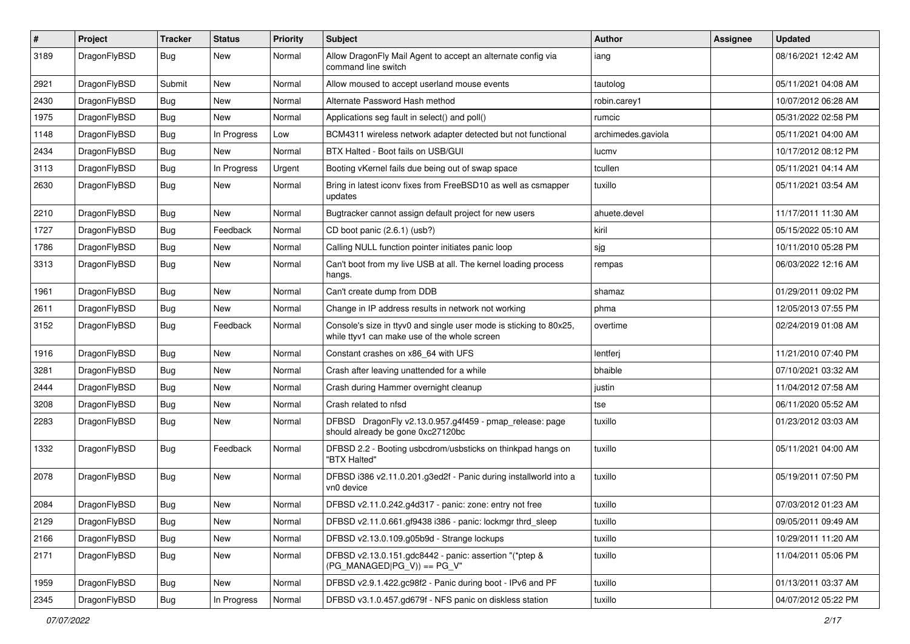| # | Project | Tracker | Status | Priority | Subject | Author | Assignee | Updated |
|---|---|---|---|---|---|---|---|---|
| 3189 | DragonFlyBSD | Bug | New | Normal | Allow DragonFly Mail Agent to accept an alternate config via command line switch | iang | | 08/16/2021 12:42 AM |
| 2921 | DragonFlyBSD | Submit | New | Normal | Allow moused to accept userland mouse events | tautolog | | 05/11/2021 04:08 AM |
| 2430 | DragonFlyBSD | Bug | New | Normal | Alternate Password Hash method | robin.carey1 | | 10/07/2012 06:28 AM |
| 1975 | DragonFlyBSD | Bug | New | Normal | Applications seg fault in select() and poll() | rumcic | | 05/31/2022 02:58 PM |
| 1148 | DragonFlyBSD | Bug | In Progress | Low | BCM4311 wireless network adapter detected but not functional | archimedes.gaviola | | 05/11/2021 04:00 AM |
| 2434 | DragonFlyBSD | Bug | New | Normal | BTX Halted - Boot fails on USB/GUI | lucmv | | 10/17/2012 08:12 PM |
| 3113 | DragonFlyBSD | Bug | In Progress | Urgent | Booting vKernel fails due being out of swap space | tcullen | | 05/11/2021 04:14 AM |
| 2630 | DragonFlyBSD | Bug | New | Normal | Bring in latest iconv fixes from FreeBSD10 as well as csmapper updates | tuxillo | | 05/11/2021 03:54 AM |
| 2210 | DragonFlyBSD | Bug | New | Normal | Bugtracker cannot assign default project for new users | ahuete.devel | | 11/17/2011 11:30 AM |
| 1727 | DragonFlyBSD | Bug | Feedback | Normal | CD boot panic (2.6.1) (usb?) | kiril | | 05/15/2022 05:10 AM |
| 1786 | DragonFlyBSD | Bug | New | Normal | Calling NULL function pointer initiates panic loop | sjg | | 10/11/2010 05:28 PM |
| 3313 | DragonFlyBSD | Bug | New | Normal | Can't boot from my live USB at all. The kernel loading process hangs. | rempas | | 06/03/2022 12:16 AM |
| 1961 | DragonFlyBSD | Bug | New | Normal | Can't create dump from DDB | shamaz | | 01/29/2011 09:02 PM |
| 2611 | DragonFlyBSD | Bug | New | Normal | Change in IP address results in network not working | phma | | 12/05/2013 07:55 PM |
| 3152 | DragonFlyBSD | Bug | Feedback | Normal | Console's size in ttyv0 and single user mode is sticking to 80x25, while ttyv1 can make use of the whole screen | overtime | | 02/24/2019 01:08 AM |
| 1916 | DragonFlyBSD | Bug | New | Normal | Constant crashes on x86_64 with UFS | lentferj | | 11/21/2010 07:40 PM |
| 3281 | DragonFlyBSD | Bug | New | Normal | Crash after leaving unattended for a while | bhaible | | 07/10/2021 03:32 AM |
| 2444 | DragonFlyBSD | Bug | New | Normal | Crash during Hammer overnight cleanup | justin | | 11/04/2012 07:58 AM |
| 3208 | DragonFlyBSD | Bug | New | Normal | Crash related to nfsd | tse | | 06/11/2020 05:52 AM |
| 2283 | DragonFlyBSD | Bug | New | Normal | DFBSD DragonFly v2.13.0.957.g4f459 - pmap_release: page should already be gone 0xc27120bc | tuxillo | | 01/23/2012 03:03 AM |
| 1332 | DragonFlyBSD | Bug | Feedback | Normal | DFBSD 2.2 - Booting usbcdrom/usbsticks on thinkpad hangs on "BTX Halted" | tuxillo | | 05/11/2021 04:00 AM |
| 2078 | DragonFlyBSD | Bug | New | Normal | DFBSD i386 v2.11.0.201.g3ed2f - Panic during installworld into a vn0 device | tuxillo | | 05/19/2011 07:50 PM |
| 2084 | DragonFlyBSD | Bug | New | Normal | DFBSD v2.11.0.242.g4d317 - panic: zone: entry not free | tuxillo | | 07/03/2012 01:23 AM |
| 2129 | DragonFlyBSD | Bug | New | Normal | DFBSD v2.11.0.661.gf9438 i386 - panic: lockmgr thrd_sleep | tuxillo | | 09/05/2011 09:49 AM |
| 2166 | DragonFlyBSD | Bug | New | Normal | DFBSD v2.13.0.109.g05b9d - Strange lockups | tuxillo | | 10/29/2011 11:20 AM |
| 2171 | DragonFlyBSD | Bug | New | Normal | DFBSD v2.13.0.151.gdc8442 - panic: assertion "(*ptep & (PG_MANAGED\|PG_V)) == PG_V" | tuxillo | | 11/04/2011 05:06 PM |
| 1959 | DragonFlyBSD | Bug | New | Normal | DFBSD v2.9.1.422.gc98f2 - Panic during boot - IPv6 and PF | tuxillo | | 01/13/2011 03:37 AM |
| 2345 | DragonFlyBSD | Bug | In Progress | Normal | DFBSD v3.1.0.457.gd679f - NFS panic on diskless station | tuxillo | | 04/07/2012 05:22 PM |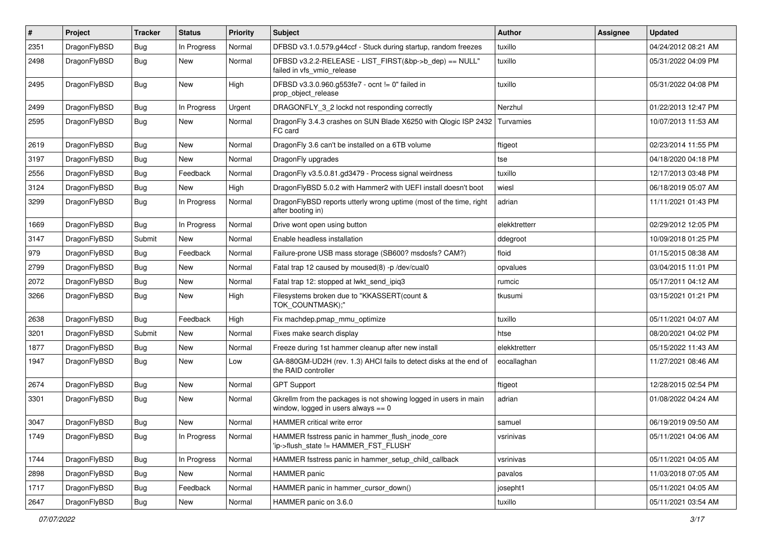| # | Project | Tracker | Status | Priority | Subject | Author | Assignee | Updated |
|---|---|---|---|---|---|---|---|---|
| 2351 | DragonFlyBSD | Bug | In Progress | Normal | DFBSD v3.1.0.579.g44ccf - Stuck during startup, random freezes | tuxillo | | 04/24/2012 08:21 AM |
| 2498 | DragonFlyBSD | Bug | New | Normal | DFBSD v3.2.2-RELEASE - LIST_FIRST(&bp->b_dep) == NULL" failed in vfs_vmio_release | tuxillo | | 05/31/2022 04:09 PM |
| 2495 | DragonFlyBSD | Bug | New | High | DFBSD v3.3.0.960.g553fe7 - ocnt != 0" failed in prop_object_release | tuxillo | | 05/31/2022 04:08 PM |
| 2499 | DragonFlyBSD | Bug | In Progress | Urgent | DRAGONFLY_3_2 lockd not responding correctly | Nerzhul | | 01/22/2013 12:47 PM |
| 2595 | DragonFlyBSD | Bug | New | Normal | DragonFly 3.4.3 crashes on SUN Blade X6250 with Qlogic ISP 2432 FC card | Turvamies | | 10/07/2013 11:53 AM |
| 2619 | DragonFlyBSD | Bug | New | Normal | DragonFly 3.6 can't be installed on a 6TB volume | ftigeot | | 02/23/2014 11:55 PM |
| 3197 | DragonFlyBSD | Bug | New | Normal | DragonFly upgrades | tse | | 04/18/2020 04:18 PM |
| 2556 | DragonFlyBSD | Bug | Feedback | Normal | DragonFly v3.5.0.81.gd3479 - Process signal weirdness | tuxillo | | 12/17/2013 03:48 PM |
| 3124 | DragonFlyBSD | Bug | New | High | DragonFlyBSD 5.0.2 with Hammer2 with UEFI install doesn't boot | wiesl | | 06/18/2019 05:07 AM |
| 3299 | DragonFlyBSD | Bug | In Progress | Normal | DragonFlyBSD reports utterly wrong uptime (most of the time, right after booting in) | adrian | | 11/11/2021 01:43 PM |
| 1669 | DragonFlyBSD | Bug | In Progress | Normal | Drive wont open using button | elekktretterr | | 02/29/2012 12:05 PM |
| 3147 | DragonFlyBSD | Submit | New | Normal | Enable headless installation | ddegroot | | 10/09/2018 01:25 PM |
| 979 | DragonFlyBSD | Bug | Feedback | Normal | Failure-prone USB mass storage (SB600? msdosfs? CAM?) | floid | | 01/15/2015 08:38 AM |
| 2799 | DragonFlyBSD | Bug | New | Normal | Fatal trap 12 caused by moused(8) -p /dev/cual0 | opvalues | | 03/04/2015 11:01 PM |
| 2072 | DragonFlyBSD | Bug | New | Normal | Fatal trap 12: stopped at lwkt_send_ipiq3 | rumcic | | 05/17/2011 04:12 AM |
| 3266 | DragonFlyBSD | Bug | New | High | Filesystems broken due to "KKASSERT(count & TOK_COUNTMASK);" | tkusumi | | 03/15/2021 01:21 PM |
| 2638 | DragonFlyBSD | Bug | Feedback | High | Fix machdep.pmap_mmu_optimize | tuxillo | | 05/11/2021 04:07 AM |
| 3201 | DragonFlyBSD | Submit | New | Normal | Fixes make search display | htse | | 08/20/2021 04:02 PM |
| 1877 | DragonFlyBSD | Bug | New | Normal | Freeze during 1st hammer cleanup after new install | elekktretterr | | 05/15/2022 11:43 AM |
| 1947 | DragonFlyBSD | Bug | New | Low | GA-880GM-UD2H (rev. 1.3) AHCI fails to detect disks at the end of the RAID controller | eocallaghan | | 11/27/2021 08:46 AM |
| 2674 | DragonFlyBSD | Bug | New | Normal | GPT Support | ftigeot | | 12/28/2015 02:54 PM |
| 3301 | DragonFlyBSD | Bug | New | Normal | Gkrellm from the packages is not showing logged in users in main window, logged in users always == 0 | adrian | | 01/08/2022 04:24 AM |
| 3047 | DragonFlyBSD | Bug | New | Normal | HAMMER critical write error | samuel | | 06/19/2019 09:50 AM |
| 1749 | DragonFlyBSD | Bug | In Progress | Normal | HAMMER fsstress panic in hammer_flush_inode_core 'ip->flush_state != HAMMER_FST_FLUSH' | vsrinivas | | 05/11/2021 04:06 AM |
| 1744 | DragonFlyBSD | Bug | In Progress | Normal | HAMMER fsstress panic in hammer_setup_child_callback | vsrinivas | | 05/11/2021 04:05 AM |
| 2898 | DragonFlyBSD | Bug | New | Normal | HAMMER panic | pavalos | | 11/03/2018 07:05 AM |
| 1717 | DragonFlyBSD | Bug | Feedback | Normal | HAMMER panic in hammer_cursor_down() | josepht1 | | 05/11/2021 04:05 AM |
| 2647 | DragonFlyBSD | Bug | New | Normal | HAMMER panic on 3.6.0 | tuxillo | | 05/11/2021 03:54 AM |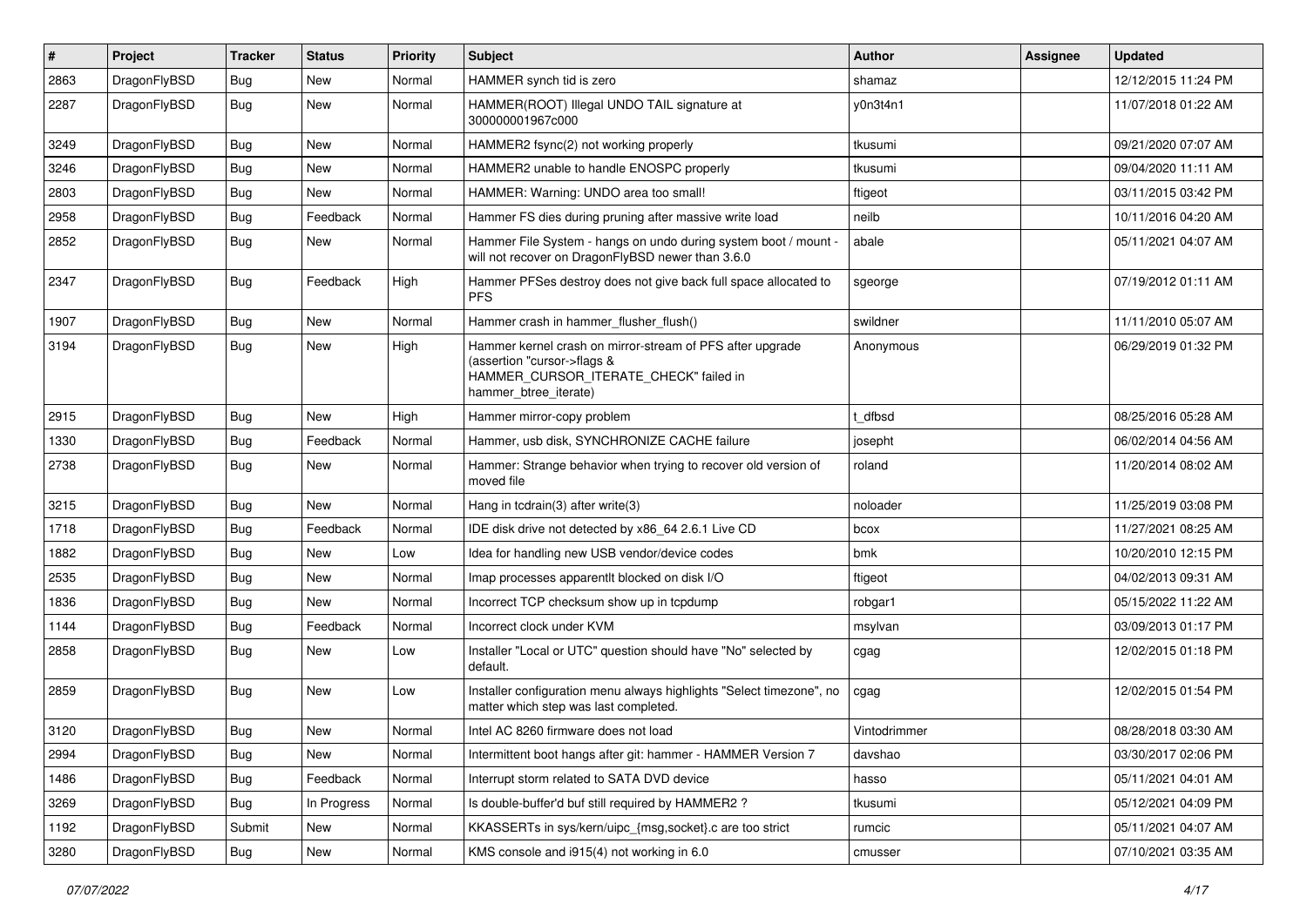| # | Project | Tracker | Status | Priority | Subject | Author | Assignee | Updated |
|---|---|---|---|---|---|---|---|---|
| 2863 | DragonFlyBSD | Bug | New | Normal | HAMMER synch tid is zero | shamaz | | 12/12/2015 11:24 PM |
| 2287 | DragonFlyBSD | Bug | New | Normal | HAMMER(ROOT) Illegal UNDO TAIL signature at 300000001967c000 | y0n3t4n1 | | 11/07/2018 01:22 AM |
| 3249 | DragonFlyBSD | Bug | New | Normal | HAMMER2 fsync(2) not working properly | tkusumi | | 09/21/2020 07:07 AM |
| 3246 | DragonFlyBSD | Bug | New | Normal | HAMMER2 unable to handle ENOSPC properly | tkusumi | | 09/04/2020 11:11 AM |
| 2803 | DragonFlyBSD | Bug | New | Normal | HAMMER: Warning: UNDO area too small! | ftigeot | | 03/11/2015 03:42 PM |
| 2958 | DragonFlyBSD | Bug | Feedback | Normal | Hammer FS dies during pruning after massive write load | neilb | | 10/11/2016 04:20 AM |
| 2852 | DragonFlyBSD | Bug | New | Normal | Hammer File System - hangs on undo during system boot / mount - will not recover on DragonFlyBSD newer than 3.6.0 | abale | | 05/11/2021 04:07 AM |
| 2347 | DragonFlyBSD | Bug | Feedback | High | Hammer PFSes destroy does not give back full space allocated to PFS | sgeorge | | 07/19/2012 01:11 AM |
| 1907 | DragonFlyBSD | Bug | New | Normal | Hammer crash in hammer_flusher_flush() | swildner | | 11/11/2010 05:07 AM |
| 3194 | DragonFlyBSD | Bug | New | High | Hammer kernel crash on mirror-stream of PFS after upgrade (assertion "cursor->flags & HAMMER_CURSOR_ITERATE_CHECK" failed in hammer_btree_iterate) | Anonymous | | 06/29/2019 01:32 PM |
| 2915 | DragonFlyBSD | Bug | New | High | Hammer mirror-copy problem | t_dfbsd | | 08/25/2016 05:28 AM |
| 1330 | DragonFlyBSD | Bug | Feedback | Normal | Hammer, usb disk, SYNCHRONIZE CACHE failure | josepht | | 06/02/2014 04:56 AM |
| 2738 | DragonFlyBSD | Bug | New | Normal | Hammer: Strange behavior when trying to recover old version of moved file | roland | | 11/20/2014 08:02 AM |
| 3215 | DragonFlyBSD | Bug | New | Normal | Hang in tcdrain(3) after write(3) | noloader | | 11/25/2019 03:08 PM |
| 1718 | DragonFlyBSD | Bug | Feedback | Normal | IDE disk drive not detected by x86_64 2.6.1 Live CD | bcox | | 11/27/2021 08:25 AM |
| 1882 | DragonFlyBSD | Bug | New | Low | Idea for handling new USB vendor/device codes | bmk | | 10/20/2010 12:15 PM |
| 2535 | DragonFlyBSD | Bug | New | Normal | Imap processes apparentlt blocked on disk I/O | ftigeot | | 04/02/2013 09:31 AM |
| 1836 | DragonFlyBSD | Bug | New | Normal | Incorrect TCP checksum show up in tcpdump | robgar1 | | 05/15/2022 11:22 AM |
| 1144 | DragonFlyBSD | Bug | Feedback | Normal | Incorrect clock under KVM | msylvan | | 03/09/2013 01:17 PM |
| 2858 | DragonFlyBSD | Bug | New | Low | Installer "Local or UTC" question should have "No" selected by default. | cgag | | 12/02/2015 01:18 PM |
| 2859 | DragonFlyBSD | Bug | New | Low | Installer configuration menu always highlights "Select timezone", no matter which step was last completed. | cgag | | 12/02/2015 01:54 PM |
| 3120 | DragonFlyBSD | Bug | New | Normal | Intel AC 8260 firmware does not load | Vintodrimmer | | 08/28/2018 03:30 AM |
| 2994 | DragonFlyBSD | Bug | New | Normal | Intermittent boot hangs after git: hammer - HAMMER Version 7 | davshao | | 03/30/2017 02:06 PM |
| 1486 | DragonFlyBSD | Bug | Feedback | Normal | Interrupt storm related to SATA DVD device | hasso | | 05/11/2021 04:01 AM |
| 3269 | DragonFlyBSD | Bug | In Progress | Normal | Is double-buffer'd buf still required by HAMMER2 ? | tkusumi | | 05/12/2021 04:09 PM |
| 1192 | DragonFlyBSD | Submit | New | Normal | KKASSERTs in sys/kern/uipc_{msg,socket}.c are too strict | rumcic | | 05/11/2021 04:07 AM |
| 3280 | DragonFlyBSD | Bug | New | Normal | KMS console and i915(4) not working in 6.0 | cmusser | | 07/10/2021 03:35 AM |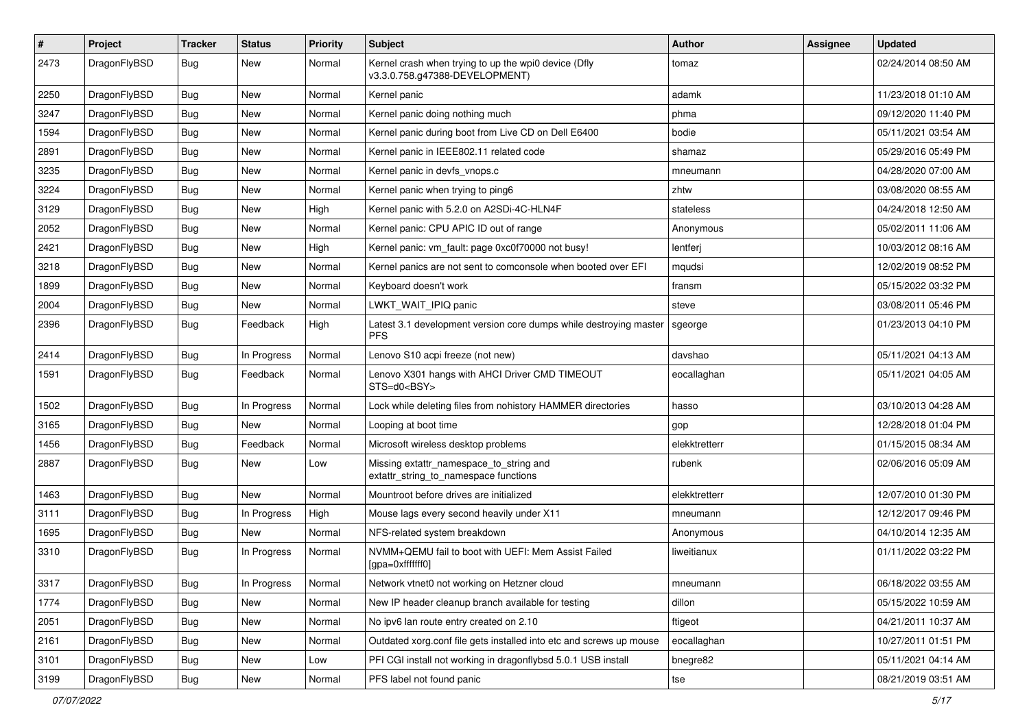| # | Project | Tracker | Status | Priority | Subject | Author | Assignee | Updated |
|---|---|---|---|---|---|---|---|---|
| 2473 | DragonFlyBSD | Bug | New | Normal | Kernel crash when trying to up the wpi0 device (Dfly v3.3.0.758.g47388-DEVELOPMENT) | tomaz | | 02/24/2014 08:50 AM |
| 2250 | DragonFlyBSD | Bug | New | Normal | Kernel panic | adamk | | 11/23/2018 01:10 AM |
| 3247 | DragonFlyBSD | Bug | New | Normal | Kernel panic doing nothing much | phma | | 09/12/2020 11:40 PM |
| 1594 | DragonFlyBSD | Bug | New | Normal | Kernel panic during boot from Live CD on Dell E6400 | bodie | | 05/11/2021 03:54 AM |
| 2891 | DragonFlyBSD | Bug | New | Normal | Kernel panic in IEEE802.11 related code | shamaz | | 05/29/2016 05:49 PM |
| 3235 | DragonFlyBSD | Bug | New | Normal | Kernel panic in devfs_vnops.c | mneumann | | 04/28/2020 07:00 AM |
| 3224 | DragonFlyBSD | Bug | New | Normal | Kernel panic when trying to ping6 | zhtw | | 03/08/2020 08:55 AM |
| 3129 | DragonFlyBSD | Bug | New | High | Kernel panic with 5.2.0 on A2SDi-4C-HLN4F | stateless | | 04/24/2018 12:50 AM |
| 2052 | DragonFlyBSD | Bug | New | Normal | Kernel panic: CPU APIC ID out of range | Anonymous | | 05/02/2011 11:06 AM |
| 2421 | DragonFlyBSD | Bug | New | High | Kernel panic: vm_fault: page 0xc0f70000 not busy! | lentferj | | 10/03/2012 08:16 AM |
| 3218 | DragonFlyBSD | Bug | New | Normal | Kernel panics are not sent to comconsole when booted over EFI | mqudsi | | 12/02/2019 08:52 PM |
| 1899 | DragonFlyBSD | Bug | New | Normal | Keyboard doesn't work | fransm | | 05/15/2022 03:32 PM |
| 2004 | DragonFlyBSD | Bug | New | Normal | LWKT_WAIT_IPIQ panic | steve | | 03/08/2011 05:46 PM |
| 2396 | DragonFlyBSD | Bug | Feedback | High | Latest 3.1 development version core dumps while destroying master PFS | sgeorge | | 01/23/2013 04:10 PM |
| 2414 | DragonFlyBSD | Bug | In Progress | Normal | Lenovo S10 acpi freeze (not new) | davshao | | 05/11/2021 04:13 AM |
| 1591 | DragonFlyBSD | Bug | Feedback | Normal | Lenovo X301 hangs with AHCI Driver CMD TIMEOUT STS=d0<BSY> | eocallaghan | | 05/11/2021 04:05 AM |
| 1502 | DragonFlyBSD | Bug | In Progress | Normal | Lock while deleting files from nohistory HAMMER directories | hasso | | 03/10/2013 04:28 AM |
| 3165 | DragonFlyBSD | Bug | New | Normal | Looping at boot time | gop | | 12/28/2018 01:04 PM |
| 1456 | DragonFlyBSD | Bug | Feedback | Normal | Microsoft wireless desktop problems | elekktretterr | | 01/15/2015 08:34 AM |
| 2887 | DragonFlyBSD | Bug | New | Low | Missing extattr_namespace_to_string and extattr_string_to_namespace functions | rubenk | | 02/06/2016 05:09 AM |
| 1463 | DragonFlyBSD | Bug | New | Normal | Mountroot before drives are initialized | elekktretterr | | 12/07/2010 01:30 PM |
| 3111 | DragonFlyBSD | Bug | In Progress | High | Mouse lags every second heavily under X11 | mneumann | | 12/12/2017 09:46 PM |
| 1695 | DragonFlyBSD | Bug | New | Normal | NFS-related system breakdown | Anonymous | | 04/10/2014 12:35 AM |
| 3310 | DragonFlyBSD | Bug | In Progress | Normal | NVMM+QEMU fail to boot with UEFI: Mem Assist Failed [gpa=0xfffffff0] | liweitianux | | 01/11/2022 03:22 PM |
| 3317 | DragonFlyBSD | Bug | In Progress | Normal | Network vtnet0 not working on Hetzner cloud | mneumann | | 06/18/2022 03:55 AM |
| 1774 | DragonFlyBSD | Bug | New | Normal | New IP header cleanup branch available for testing | dillon | | 05/15/2022 10:59 AM |
| 2051 | DragonFlyBSD | Bug | New | Normal | No ipv6 lan route entry created on 2.10 | ftigeot | | 04/21/2011 10:37 AM |
| 2161 | DragonFlyBSD | Bug | New | Normal | Outdated xorg.conf file gets installed into etc and screws up mouse | eocallaghan | | 10/27/2011 01:51 PM |
| 3101 | DragonFlyBSD | Bug | New | Low | PFI CGI install not working in dragonflybsd 5.0.1 USB install | bnegre82 | | 05/11/2021 04:14 AM |
| 3199 | DragonFlyBSD | Bug | New | Normal | PFS label not found panic | tse | | 08/21/2019 03:51 AM |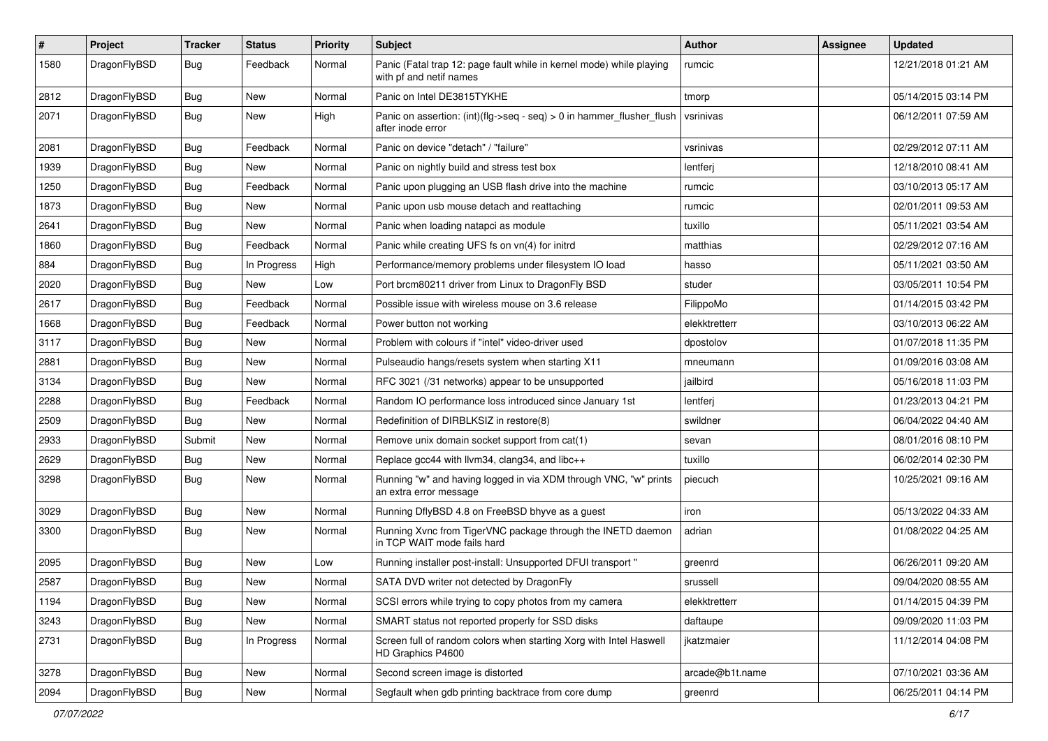| # | Project | Tracker | Status | Priority | Subject | Author | Assignee | Updated |
|---|---|---|---|---|---|---|---|---|
| 1580 | DragonFlyBSD | Bug | Feedback | Normal | Panic (Fatal trap 12: page fault while in kernel mode) while playing with pf and netif names | rumcic | | 12/21/2018 01:21 AM |
| 2812 | DragonFlyBSD | Bug | New | Normal | Panic on Intel DE3815TYKHE | tmorp | | 05/14/2015 03:14 PM |
| 2071 | DragonFlyBSD | Bug | New | High | Panic on assertion: (int)(flg->seq - seq) > 0 in hammer_flusher_flush after inode error | vsrinivas | | 06/12/2011 07:59 AM |
| 2081 | DragonFlyBSD | Bug | Feedback | Normal | Panic on device "detach" / "failure" | vsrinivas | | 02/29/2012 07:11 AM |
| 1939 | DragonFlyBSD | Bug | New | Normal | Panic on nightly build and stress test box | lentferj | | 12/18/2010 08:41 AM |
| 1250 | DragonFlyBSD | Bug | Feedback | Normal | Panic upon plugging an USB flash drive into the machine | rumcic | | 03/10/2013 05:17 AM |
| 1873 | DragonFlyBSD | Bug | New | Normal | Panic upon usb mouse detach and reattaching | rumcic | | 02/01/2011 09:53 AM |
| 2641 | DragonFlyBSD | Bug | New | Normal | Panic when loading natapci as module | tuxillo | | 05/11/2021 03:54 AM |
| 1860 | DragonFlyBSD | Bug | Feedback | Normal | Panic while creating UFS fs on vn(4) for initrd | matthias | | 02/29/2012 07:16 AM |
| 884 | DragonFlyBSD | Bug | In Progress | High | Performance/memory problems under filesystem IO load | hasso | | 05/11/2021 03:50 AM |
| 2020 | DragonFlyBSD | Bug | New | Low | Port brcm80211 driver from Linux to DragonFly BSD | studer | | 03/05/2011 10:54 PM |
| 2617 | DragonFlyBSD | Bug | Feedback | Normal | Possible issue with wireless mouse on 3.6 release | FilippoMo | | 01/14/2015 03:42 PM |
| 1668 | DragonFlyBSD | Bug | Feedback | Normal | Power button not working | elekktretterr | | 03/10/2013 06:22 AM |
| 3117 | DragonFlyBSD | Bug | New | Normal | Problem with colours if "intel" video-driver used | dpostolov | | 01/07/2018 11:35 PM |
| 2881 | DragonFlyBSD | Bug | New | Normal | Pulseaudio hangs/resets system when starting X11 | mneumann | | 01/09/2016 03:08 AM |
| 3134 | DragonFlyBSD | Bug | New | Normal | RFC 3021 (/31 networks) appear to be unsupported | jailbird | | 05/16/2018 11:03 PM |
| 2288 | DragonFlyBSD | Bug | Feedback | Normal | Random IO performance loss introduced since January 1st | lentferj | | 01/23/2013 04:21 PM |
| 2509 | DragonFlyBSD | Bug | New | Normal | Redefinition of DIRBLKSIZ in restore(8) | swildner | | 06/04/2022 04:40 AM |
| 2933 | DragonFlyBSD | Submit | New | Normal | Remove unix domain socket support from cat(1) | sevan | | 08/01/2016 08:10 PM |
| 2629 | DragonFlyBSD | Bug | New | Normal | Replace gcc44 with llvm34, clang34, and libc++ | tuxillo | | 06/02/2014 02:30 PM |
| 3298 | DragonFlyBSD | Bug | New | Normal | Running "w" and having logged in via XDM through VNC, "w" prints an extra error message | piecuch | | 10/25/2021 09:16 AM |
| 3029 | DragonFlyBSD | Bug | New | Normal | Running DflyBSD 4.8 on FreeBSD bhyve as a guest | iron | | 05/13/2022 04:33 AM |
| 3300 | DragonFlyBSD | Bug | New | Normal | Running Xvnc from TigerVNC package through the INETD daemon in TCP WAIT mode fails hard | adrian | | 01/08/2022 04:25 AM |
| 2095 | DragonFlyBSD | Bug | New | Low | Running installer post-install: Unsupported DFUI transport " | greenrd | | 06/26/2011 09:20 AM |
| 2587 | DragonFlyBSD | Bug | New | Normal | SATA DVD writer not detected by DragonFly | srussell | | 09/04/2020 08:55 AM |
| 1194 | DragonFlyBSD | Bug | New | Normal | SCSI errors while trying to copy photos from my camera | elekktretterr | | 01/14/2015 04:39 PM |
| 3243 | DragonFlyBSD | Bug | New | Normal | SMART status not reported properly for SSD disks | daftaupe | | 09/09/2020 11:03 PM |
| 2731 | DragonFlyBSD | Bug | In Progress | Normal | Screen full of random colors when starting Xorg with Intel Haswell HD Graphics P4600 | jkatzmaier | | 11/12/2014 04:08 PM |
| 3278 | DragonFlyBSD | Bug | New | Normal | Second screen image is distorted | arcade@b1t.name | | 07/10/2021 03:36 AM |
| 2094 | DragonFlyBSD | Bug | New | Normal | Segfault when gdb printing backtrace from core dump | greenrd | | 06/25/2011 04:14 PM |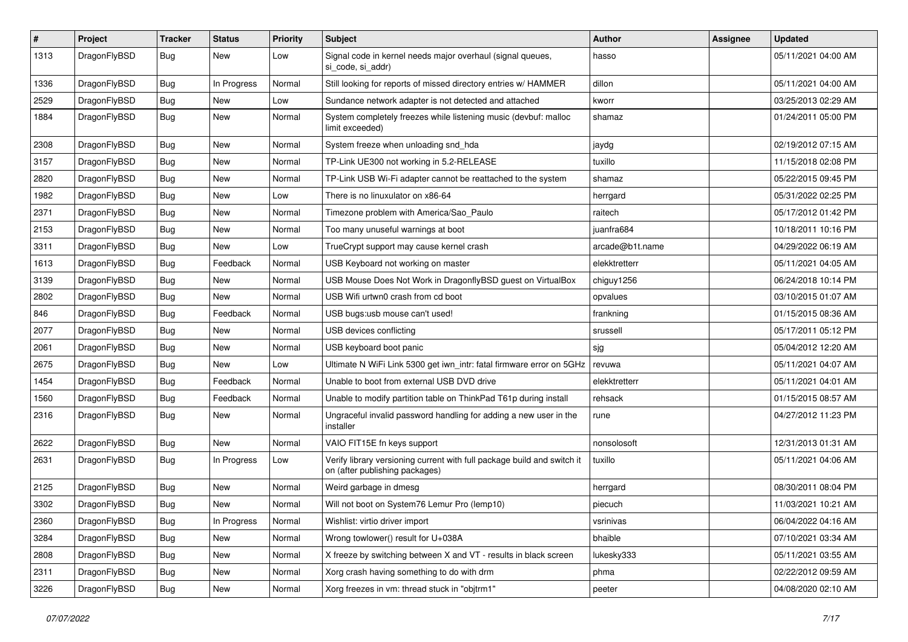| # | Project | Tracker | Status | Priority | Subject | Author | Assignee | Updated |
| --- | --- | --- | --- | --- | --- | --- | --- | --- |
| 1313 | DragonFlyBSD | Bug | New | Low | Signal code in kernel needs major overhaul (signal queues, si_code, si_addr) | hasso | | 05/11/2021 04:00 AM |
| 1336 | DragonFlyBSD | Bug | In Progress | Normal | Still looking for reports of missed directory entries w/ HAMMER | dillon | | 05/11/2021 04:00 AM |
| 2529 | DragonFlyBSD | Bug | New | Low | Sundance network adapter is not detected and attached | kworr | | 03/25/2013 02:29 AM |
| 1884 | DragonFlyBSD | Bug | New | Normal | System completely freezes while listening music (devbuf: malloc limit exceeded) | shamaz | | 01/24/2011 05:00 PM |
| 2308 | DragonFlyBSD | Bug | New | Normal | System freeze when unloading snd_hda | jaydg | | 02/19/2012 07:15 AM |
| 3157 | DragonFlyBSD | Bug | New | Normal | TP-Link UE300 not working in 5.2-RELEASE | tuxillo | | 11/15/2018 02:08 PM |
| 2820 | DragonFlyBSD | Bug | New | Normal | TP-Link USB Wi-Fi adapter cannot be reattached to the system | shamaz | | 05/22/2015 09:45 PM |
| 1982 | DragonFlyBSD | Bug | New | Low | There is no linuxulator on x86-64 | herrgard | | 05/31/2022 02:25 PM |
| 2371 | DragonFlyBSD | Bug | New | Normal | Timezone problem with America/Sao_Paulo | raitech | | 05/17/2012 01:42 PM |
| 2153 | DragonFlyBSD | Bug | New | Normal | Too many unuseful warnings at boot | juanfra684 | | 10/18/2011 10:16 PM |
| 3311 | DragonFlyBSD | Bug | New | Low | TrueCrypt support may cause kernel crash | arcade@b1t.name | | 04/29/2022 06:19 AM |
| 1613 | DragonFlyBSD | Bug | Feedback | Normal | USB Keyboard not working on master | elekktretterr | | 05/11/2021 04:05 AM |
| 3139 | DragonFlyBSD | Bug | New | Normal | USB Mouse Does Not Work in DragonflyBSD guest on VirtualBox | chiguy1256 | | 06/24/2018 10:14 PM |
| 2802 | DragonFlyBSD | Bug | New | Normal | USB Wifi urtwn0 crash from cd boot | opvalues | | 03/10/2015 01:07 AM |
| 846 | DragonFlyBSD | Bug | Feedback | Normal | USB bugs:usb mouse can't used! | frankning | | 01/15/2015 08:36 AM |
| 2077 | DragonFlyBSD | Bug | New | Normal | USB devices conflicting | srussell | | 05/17/2011 05:12 PM |
| 2061 | DragonFlyBSD | Bug | New | Normal | USB keyboard boot panic | sjg | | 05/04/2012 12:20 AM |
| 2675 | DragonFlyBSD | Bug | New | Low | Ultimate N WiFi Link 5300 get iwn_intr: fatal firmware error on 5GHz | revuwa | | 05/11/2021 04:07 AM |
| 1454 | DragonFlyBSD | Bug | Feedback | Normal | Unable to boot from external USB DVD drive | elekktretterr | | 05/11/2021 04:01 AM |
| 1560 | DragonFlyBSD | Bug | Feedback | Normal | Unable to modify partition table on ThinkPad T61p during install | rehsack | | 01/15/2015 08:57 AM |
| 2316 | DragonFlyBSD | Bug | New | Normal | Ungraceful invalid password handling for adding a new user in the installer | rune | | 04/27/2012 11:23 PM |
| 2622 | DragonFlyBSD | Bug | New | Normal | VAIO FIT15E fn keys support | nonsolosoft | | 12/31/2013 01:31 AM |
| 2631 | DragonFlyBSD | Bug | In Progress | Low | Verify library versioning current with full package build and switch it on (after publishing packages) | tuxillo | | 05/11/2021 04:06 AM |
| 2125 | DragonFlyBSD | Bug | New | Normal | Weird garbage in dmesg | herrgard | | 08/30/2011 08:04 PM |
| 3302 | DragonFlyBSD | Bug | New | Normal | Will not boot on System76 Lemur Pro (lemp10) | piecuch | | 11/03/2021 10:21 AM |
| 2360 | DragonFlyBSD | Bug | In Progress | Normal | Wishlist: virtio driver import | vsrinivas | | 06/04/2022 04:16 AM |
| 3284 | DragonFlyBSD | Bug | New | Normal | Wrong towlower() result for U+038A | bhaible | | 07/10/2021 03:34 AM |
| 2808 | DragonFlyBSD | Bug | New | Normal | X freeze by switching between X and VT - results in black screen | lukesky333 | | 05/11/2021 03:55 AM |
| 2311 | DragonFlyBSD | Bug | New | Normal | Xorg crash having something to do with drm | phma | | 02/22/2012 09:59 AM |
| 3226 | DragonFlyBSD | Bug | New | Normal | Xorg freezes in vm: thread stuck in "objtrm1" | peeter | | 04/08/2020 02:10 AM |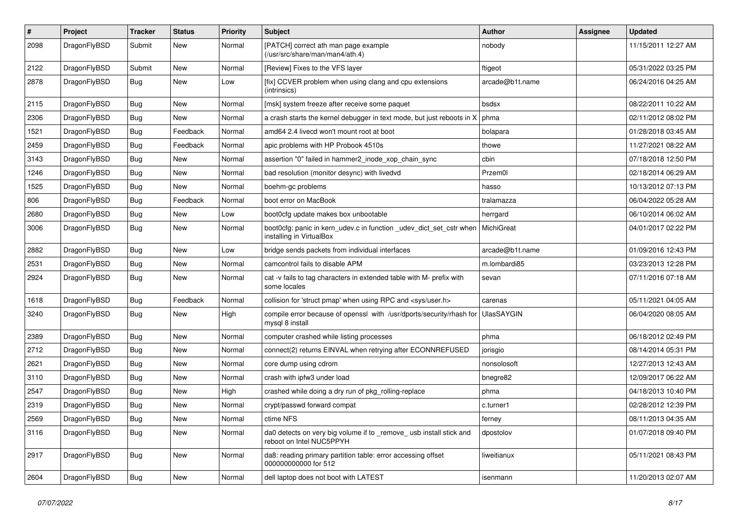| # | Project | Tracker | Status | Priority | Subject | Author | Assignee | Updated |
| --- | --- | --- | --- | --- | --- | --- | --- | --- |
| 2098 | DragonFlyBSD | Submit | New | Normal | [PATCH] correct ath man page example (/usr/src/share/man/man4/ath.4) | nobody | | 11/15/2011 12:27 AM |
| 2122 | DragonFlyBSD | Submit | New | Normal | [Review] Fixes to the VFS layer | ftigeot | | 05/31/2022 03:25 PM |
| 2878 | DragonFlyBSD | Bug | New | Low | [fix] CCVER problem when using clang and cpu extensions (intrinsics) | arcade@b1t.name | | 06/24/2016 04:25 AM |
| 2115 | DragonFlyBSD | Bug | New | Normal | [msk] system freeze after receive some paquet | bsdsx | | 08/22/2011 10:22 AM |
| 2306 | DragonFlyBSD | Bug | New | Normal | a crash starts the kernel debugger in text mode, but just reboots in X | phma | | 02/11/2012 08:02 PM |
| 1521 | DragonFlyBSD | Bug | Feedback | Normal | amd64 2.4 livecd won't mount root at boot | bolapara | | 01/28/2018 03:45 AM |
| 2459 | DragonFlyBSD | Bug | Feedback | Normal | apic problems with HP Probook 4510s | thowe | | 11/27/2021 08:22 AM |
| 3143 | DragonFlyBSD | Bug | New | Normal | assertion "0" failed in hammer2_inode_xop_chain_sync | cbin | | 07/18/2018 12:50 PM |
| 1246 | DragonFlyBSD | Bug | New | Normal | bad resolution (monitor desync) with livedvd | Przem0l | | 02/18/2014 06:29 AM |
| 1525 | DragonFlyBSD | Bug | New | Normal | boehm-gc problems | hasso | | 10/13/2012 07:13 PM |
| 806 | DragonFlyBSD | Bug | Feedback | Normal | boot error on MacBook | tralamazza | | 06/04/2022 05:28 AM |
| 2680 | DragonFlyBSD | Bug | New | Low | boot0cfg update makes box unbootable | herrgard | | 06/10/2014 06:02 AM |
| 3006 | DragonFlyBSD | Bug | New | Normal | boot0cfg: panic in kern_udev.c in function _udev_dict_set_cstr when installing in VirtualBox | MichiGreat | | 04/01/2017 02:22 PM |
| 2882 | DragonFlyBSD | Bug | New | Low | bridge sends packets from individual interfaces | arcade@b1t.name | | 01/09/2016 12:43 PM |
| 2531 | DragonFlyBSD | Bug | New | Normal | camcontrol fails to disable APM | m.lombardi85 | | 03/23/2013 12:28 PM |
| 2924 | DragonFlyBSD | Bug | New | Normal | cat -v fails to tag characters in extended table with M- prefix with some locales | sevan | | 07/11/2016 07:18 AM |
| 1618 | DragonFlyBSD | Bug | Feedback | Normal | collision for 'struct pmap' when using RPC and <sys/user.h> | carenas | | 05/11/2021 04:05 AM |
| 3240 | DragonFlyBSD | Bug | New | High | compile error because of openssl with /usr/dports/security/rhash for mysql 8 install | UlasSAYGIN | | 06/04/2020 08:05 AM |
| 2389 | DragonFlyBSD | Bug | New | Normal | computer crashed while listing processes | phma | | 06/18/2012 02:49 PM |
| 2712 | DragonFlyBSD | Bug | New | Normal | connect(2) returns EINVAL when retrying after ECONNREFUSED | jorisgio | | 08/14/2014 05:31 PM |
| 2621 | DragonFlyBSD | Bug | New | Normal | core dump using cdrom | nonsolosoft | | 12/27/2013 12:43 AM |
| 3110 | DragonFlyBSD | Bug | New | Normal | crash with ipfw3 under load | bnegre82 | | 12/09/2017 06:22 AM |
| 2547 | DragonFlyBSD | Bug | New | High | crashed while doing a dry run of pkg_rolling-replace | phma | | 04/18/2013 10:40 PM |
| 2319 | DragonFlyBSD | Bug | New | Normal | crypt/passwd forward compat | c.turner1 | | 02/28/2012 12:39 PM |
| 2569 | DragonFlyBSD | Bug | New | Normal | ctime NFS | ferney | | 08/11/2013 04:35 AM |
| 3116 | DragonFlyBSD | Bug | New | Normal | da0 detects on very big volume if to _remove_ usb install stick and reboot on Intel NUC5PPYH | dpostolov | | 01/07/2018 09:40 PM |
| 2917 | DragonFlyBSD | Bug | New | Normal | da8: reading primary partition table: error accessing offset 000000000000 for 512 | liweitianux | | 05/11/2021 08:43 PM |
| 2604 | DragonFlyBSD | Bug | New | Normal | dell laptop does not boot with LATEST | isenmann | | 11/20/2013 02:07 AM |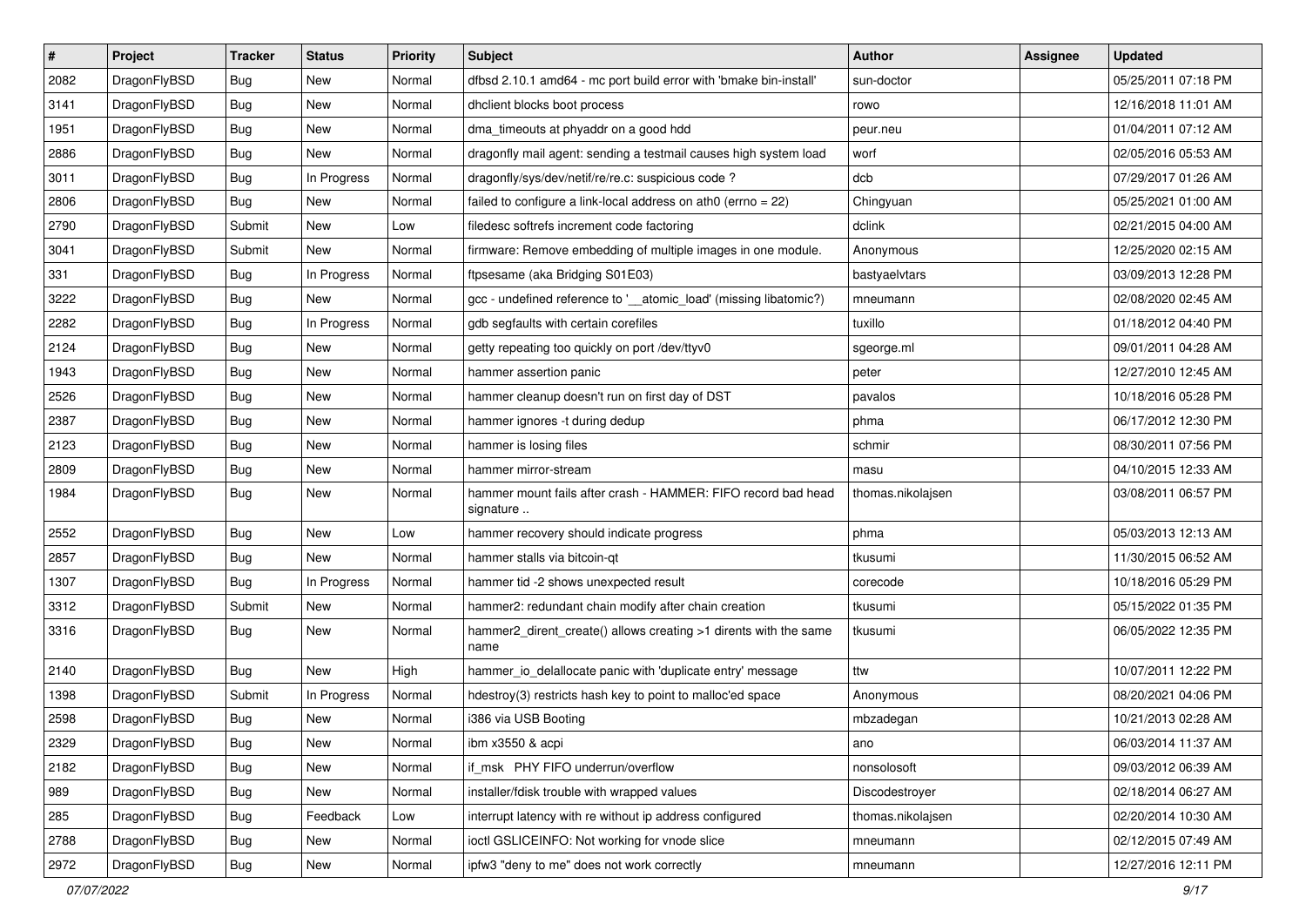| # | Project | Tracker | Status | Priority | Subject | Author | Assignee | Updated |
|---|---|---|---|---|---|---|---|---|
| 2082 | DragonFlyBSD | Bug | New | Normal | dfbsd 2.10.1 amd64 - mc port build error with 'bmake bin-install' | sun-doctor | | 05/25/2011 07:18 PM |
| 3141 | DragonFlyBSD | Bug | New | Normal | dhclient blocks boot process | rowo | | 12/16/2018 11:01 AM |
| 1951 | DragonFlyBSD | Bug | New | Normal | dma_timeouts at phyaddr on a good hdd | peur.neu | | 01/04/2011 07:12 AM |
| 2886 | DragonFlyBSD | Bug | New | Normal | dragonfly mail agent: sending a testmail causes high system load | worf | | 02/05/2016 05:53 AM |
| 3011 | DragonFlyBSD | Bug | In Progress | Normal | dragonfly/sys/dev/netif/re/re.c: suspicious code ? | dcb | | 07/29/2017 01:26 AM |
| 2806 | DragonFlyBSD | Bug | New | Normal | failed to configure a link-local address on ath0 (errno = 22) | Chingyuan | | 05/25/2021 01:00 AM |
| 2790 | DragonFlyBSD | Submit | New | Low | filedesc softrefs increment code factoring | dclink | | 02/21/2015 04:00 AM |
| 3041 | DragonFlyBSD | Submit | New | Normal | firmware: Remove embedding of multiple images in one module. | Anonymous | | 12/25/2020 02:15 AM |
| 331 | DragonFlyBSD | Bug | In Progress | Normal | ftpsesame (aka Bridging S01E03) | bastyaelvtars | | 03/09/2013 12:28 PM |
| 3222 | DragonFlyBSD | Bug | New | Normal | gcc - undefined reference to '__atomic_load' (missing libatomic?) | mneumann | | 02/08/2020 02:45 AM |
| 2282 | DragonFlyBSD | Bug | In Progress | Normal | gdb segfaults with certain corefiles | tuxillo | | 01/18/2012 04:40 PM |
| 2124 | DragonFlyBSD | Bug | New | Normal | getty repeating too quickly on port /dev/ttyv0 | sgeorge.ml | | 09/01/2011 04:28 AM |
| 1943 | DragonFlyBSD | Bug | New | Normal | hammer assertion panic | peter | | 12/27/2010 12:45 AM |
| 2526 | DragonFlyBSD | Bug | New | Normal | hammer cleanup doesn't run on first day of DST | pavalos | | 10/18/2016 05:28 PM |
| 2387 | DragonFlyBSD | Bug | New | Normal | hammer ignores -t during dedup | phma | | 06/17/2012 12:30 PM |
| 2123 | DragonFlyBSD | Bug | New | Normal | hammer is losing files | schmir | | 08/30/2011 07:56 PM |
| 2809 | DragonFlyBSD | Bug | New | Normal | hammer mirror-stream | masu | | 04/10/2015 12:33 AM |
| 1984 | DragonFlyBSD | Bug | New | Normal | hammer mount fails after crash - HAMMER: FIFO record bad head signature .. | thomas.nikolajsen | | 03/08/2011 06:57 PM |
| 2552 | DragonFlyBSD | Bug | New | Low | hammer recovery should indicate progress | phma | | 05/03/2013 12:13 AM |
| 2857 | DragonFlyBSD | Bug | New | Normal | hammer stalls via bitcoin-qt | tkusumi | | 11/30/2015 06:52 AM |
| 1307 | DragonFlyBSD | Bug | In Progress | Normal | hammer tid -2 shows unexpected result | corecode | | 10/18/2016 05:29 PM |
| 3312 | DragonFlyBSD | Submit | New | Normal | hammer2: redundant chain modify after chain creation | tkusumi | | 05/15/2022 01:35 PM |
| 3316 | DragonFlyBSD | Bug | New | Normal | hammer2_dirent_create() allows creating >1 dirents with the same name | tkusumi | | 06/05/2022 12:35 PM |
| 2140 | DragonFlyBSD | Bug | New | High | hammer_io_delallocate panic with 'duplicate entry' message | ttw | | 10/07/2011 12:22 PM |
| 1398 | DragonFlyBSD | Submit | In Progress | Normal | hdestroy(3) restricts hash key to point to malloc'ed space | Anonymous | | 08/20/2021 04:06 PM |
| 2598 | DragonFlyBSD | Bug | New | Normal | i386 via USB Booting | mbzadegan | | 10/21/2013 02:28 AM |
| 2329 | DragonFlyBSD | Bug | New | Normal | ibm x3550 & acpi | ano | | 06/03/2014 11:37 AM |
| 2182 | DragonFlyBSD | Bug | New | Normal | if_msk PHY FIFO underrun/overflow | nonsolosoft | | 09/03/2012 06:39 AM |
| 989 | DragonFlyBSD | Bug | New | Normal | installer/fdisk trouble with wrapped values | Discodestroyer | | 02/18/2014 06:27 AM |
| 285 | DragonFlyBSD | Bug | Feedback | Low | interrupt latency with re without ip address configured | thomas.nikolajsen | | 02/20/2014 10:30 AM |
| 2788 | DragonFlyBSD | Bug | New | Normal | ioctl GSLICEINFO: Not working for vnode slice | mneumann | | 02/12/2015 07:49 AM |
| 2972 | DragonFlyBSD | Bug | New | Normal | ipfw3 "deny to me" does not work correctly | mneumann | | 12/27/2016 12:11 PM |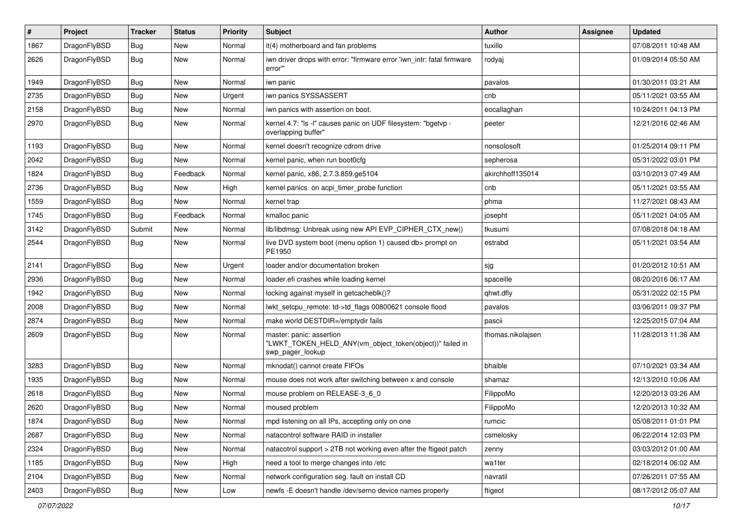| # | Project | Tracker | Status | Priority | Subject | Author | Assignee | Updated |
|---|---|---|---|---|---|---|---|---|
| 1867 | DragonFlyBSD | Bug | New | Normal | it(4) motherboard and fan problems | tuxillo | | 07/08/2011 10:48 AM |
| 2626 | DragonFlyBSD | Bug | New | Normal | iwn driver drops with error: "firmware error 'iwn_intr: fatal firmware error'" | rodyaj | | 01/09/2014 05:50 AM |
| 1949 | DragonFlyBSD | Bug | New | Normal | iwn panic | pavalos | | 01/30/2011 03:21 AM |
| 2735 | DragonFlyBSD | Bug | New | Urgent | iwn panics SYSSASSERT | cnb | | 05/11/2021 03:55 AM |
| 2158 | DragonFlyBSD | Bug | New | Normal | iwn panics with assertion on boot. | eocallaghan | | 10/24/2011 04:13 PM |
| 2970 | DragonFlyBSD | Bug | New | Normal | kernel 4.7: "ls -l" causes panic on UDF filesystem: "bgetvp - overlapping buffer" | peeter | | 12/21/2016 02:46 AM |
| 1193 | DragonFlyBSD | Bug | New | Normal | kernel doesn't recognize cdrom drive | nonsolosoft | | 01/25/2014 09:11 PM |
| 2042 | DragonFlyBSD | Bug | New | Normal | kernel panic, when run boot0cfg | sepherosa | | 05/31/2022 03:01 PM |
| 1824 | DragonFlyBSD | Bug | Feedback | Normal | kernel panic, x86, 2.7.3.859.ge5104 | akirchhoff135014 | | 03/10/2013 07:49 AM |
| 2736 | DragonFlyBSD | Bug | New | High | kernel panics on acpi_timer_probe function | cnb | | 05/11/2021 03:55 AM |
| 1559 | DragonFlyBSD | Bug | New | Normal | kernel trap | phma | | 11/27/2021 08:43 AM |
| 1745 | DragonFlyBSD | Bug | Feedback | Normal | kmalloc panic | josepht | | 05/11/2021 04:05 AM |
| 3142 | DragonFlyBSD | Submit | New | Normal | lib/libdmsg: Unbreak using new API EVP_CIPHER_CTX_new() | tkusumi | | 07/08/2018 04:18 AM |
| 2544 | DragonFlyBSD | Bug | New | Normal | live DVD system boot (menu option 1) caused db> prompt on PE1950 | estrabd | | 05/11/2021 03:54 AM |
| 2141 | DragonFlyBSD | Bug | New | Urgent | loader and/or documentation broken | sjg | | 01/20/2012 10:51 AM |
| 2936 | DragonFlyBSD | Bug | New | Normal | loader.efi crashes while loading kernel | spaceille | | 08/20/2016 06:17 AM |
| 1942 | DragonFlyBSD | Bug | New | Normal | locking against myself in getcacheblk()? | qhwt.dfly | | 05/31/2022 02:15 PM |
| 2008 | DragonFlyBSD | Bug | New | Normal | lwkt_setcpu_remote: td->td_flags 00800621 console flood | pavalos | | 03/06/2011 09:37 PM |
| 2874 | DragonFlyBSD | Bug | New | Normal | make world DESTDIR=/emptydir fails | pascii | | 12/25/2015 07:04 AM |
| 2609 | DragonFlyBSD | Bug | New | Normal | master: panic: assertion "LWKT_TOKEN_HELD_ANY(vm_object_token(object))" failed in swp_pager_lookup | thomas.nikolajsen | | 11/28/2013 11:36 AM |
| 3283 | DragonFlyBSD | Bug | New | Normal | mknodat() cannot create FIFOs | bhaible | | 07/10/2021 03:34 AM |
| 1935 | DragonFlyBSD | Bug | New | Normal | mouse does not work after switching between x and console | shamaz | | 12/13/2010 10:06 AM |
| 2618 | DragonFlyBSD | Bug | New | Normal | mouse problem on RELEASE-3_6_0 | FilippoMo | | 12/20/2013 03:26 AM |
| 2620 | DragonFlyBSD | Bug | New | Normal | moused problem | FilippoMo | | 12/20/2013 10:32 AM |
| 1874 | DragonFlyBSD | Bug | New | Normal | mpd listening on all IPs, accepting only on one | rumcic | | 05/08/2011 01:01 PM |
| 2687 | DragonFlyBSD | Bug | New | Normal | natacontrol software RAID in installer | csmelosky | | 06/22/2014 12:03 PM |
| 2324 | DragonFlyBSD | Bug | New | Normal | natacotrol support > 2TB not working even after the ftigeot patch | zenny | | 03/03/2012 01:00 AM |
| 1185 | DragonFlyBSD | Bug | New | High | need a tool to merge changes into /etc | wa1ter | | 02/18/2014 06:02 AM |
| 2104 | DragonFlyBSD | Bug | New | Normal | network configuration seg. fault on install CD | navratil | | 07/26/2011 07:55 AM |
| 2403 | DragonFlyBSD | Bug | New | Low | newfs -E doesn't handle /dev/serno device names properly | ftigeot | | 08/17/2012 05:07 AM |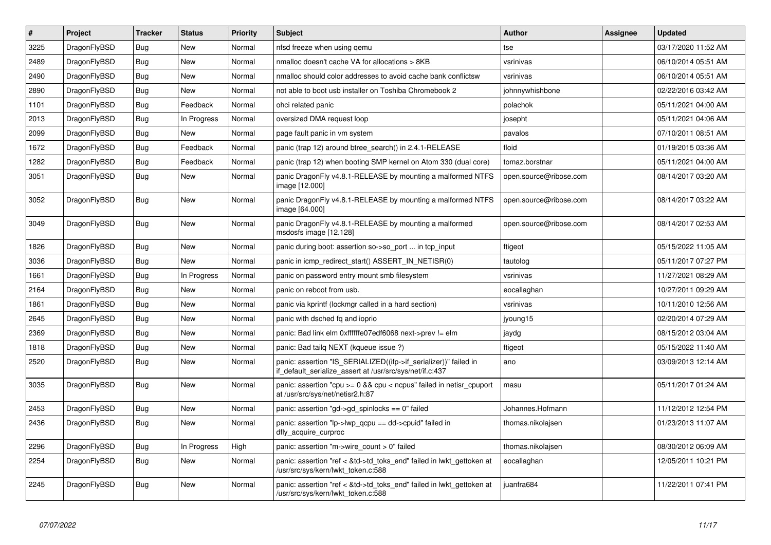| # | Project | Tracker | Status | Priority | Subject | Author | Assignee | Updated |
|---|---|---|---|---|---|---|---|---|
| 3225 | DragonFlyBSD | Bug | New | Normal | nfsd freeze when using qemu | tse | | 03/17/2020 11:52 AM |
| 2489 | DragonFlyBSD | Bug | New | Normal | nmalloc doesn't cache VA for allocations > 8KB | vsrinivas | | 06/10/2014 05:51 AM |
| 2490 | DragonFlyBSD | Bug | New | Normal | nmalloc should color addresses to avoid cache bank conflictsw | vsrinivas | | 06/10/2014 05:51 AM |
| 2890 | DragonFlyBSD | Bug | New | Normal | not able to boot usb installer on Toshiba Chromebook 2 | johnnywhishbone | | 02/22/2016 03:42 AM |
| 1101 | DragonFlyBSD | Bug | Feedback | Normal | ohci related panic | polachok | | 05/11/2021 04:00 AM |
| 2013 | DragonFlyBSD | Bug | In Progress | Normal | oversized DMA request loop | josepht | | 05/11/2021 04:06 AM |
| 2099 | DragonFlyBSD | Bug | New | Normal | page fault panic in vm system | pavalos | | 07/10/2011 08:51 AM |
| 1672 | DragonFlyBSD | Bug | Feedback | Normal | panic (trap 12) around btree_search() in 2.4.1-RELEASE | floid | | 01/19/2015 03:36 AM |
| 1282 | DragonFlyBSD | Bug | Feedback | Normal | panic (trap 12) when booting SMP kernel on Atom 330 (dual core) | tomaz.borstnar | | 05/11/2021 04:00 AM |
| 3051 | DragonFlyBSD | Bug | New | Normal | panic DragonFly v4.8.1-RELEASE by mounting a malformed NTFS image [12.000] | open.source@ribose.com | | 08/14/2017 03:20 AM |
| 3052 | DragonFlyBSD | Bug | New | Normal | panic DragonFly v4.8.1-RELEASE by mounting a malformed NTFS image [64.000] | open.source@ribose.com | | 08/14/2017 03:22 AM |
| 3049 | DragonFlyBSD | Bug | New | Normal | panic DragonFly v4.8.1-RELEASE by mounting a malformed msdosfs image [12.128] | open.source@ribose.com | | 08/14/2017 02:53 AM |
| 1826 | DragonFlyBSD | Bug | New | Normal | panic during boot: assertion so->so_port ... in tcp_input | ftigeot | | 05/15/2022 11:05 AM |
| 3036 | DragonFlyBSD | Bug | New | Normal | panic in icmp_redirect_start() ASSERT_IN_NETISR(0) | tautolog | | 05/11/2017 07:27 PM |
| 1661 | DragonFlyBSD | Bug | In Progress | Normal | panic on password entry mount smb filesystem | vsrinivas | | 11/27/2021 08:29 AM |
| 2164 | DragonFlyBSD | Bug | New | Normal | panic on reboot from usb. | eocallaghan | | 10/27/2011 09:29 AM |
| 1861 | DragonFlyBSD | Bug | New | Normal | panic via kprintf (lockmgr called in a hard section) | vsrinivas | | 10/11/2010 12:56 AM |
| 2645 | DragonFlyBSD | Bug | New | Normal | panic with dsched fq and ioprio | jyoung15 | | 02/20/2014 07:29 AM |
| 2369 | DragonFlyBSD | Bug | New | Normal | panic: Bad link elm 0xffffffe07edf6068 next->prev != elm | jaydg | | 08/15/2012 03:04 AM |
| 1818 | DragonFlyBSD | Bug | New | Normal | panic: Bad tailq NEXT (kqueue issue ?) | ftigeot | | 05/15/2022 11:40 AM |
| 2520 | DragonFlyBSD | Bug | New | Normal | panic: assertion "IS_SERIALIZED((ifp->if_serializer))" failed in if_default_serialize_assert at /usr/src/sys/net/if.c:437 | ano | | 03/09/2013 12:14 AM |
| 3035 | DragonFlyBSD | Bug | New | Normal | panic: assertion "cpu >= 0 && cpu < ncpus" failed in netisr_cpuport at /usr/src/sys/net/netisr2.h:87 | masu | | 05/11/2017 01:24 AM |
| 2453 | DragonFlyBSD | Bug | New | Normal | panic: assertion "gd->gd_spinlocks == 0" failed | Johannes.Hofmann | | 11/12/2012 12:54 PM |
| 2436 | DragonFlyBSD | Bug | New | Normal | panic: assertion "lp->lwp_qcpu == dd->cpuid" failed in dfly_acquire_curproc | thomas.nikolajsen | | 01/23/2013 11:07 AM |
| 2296 | DragonFlyBSD | Bug | In Progress | High | panic: assertion "m->wire_count > 0" failed | thomas.nikolajsen | | 08/30/2012 06:09 AM |
| 2254 | DragonFlyBSD | Bug | New | Normal | panic: assertion "ref < &td->td_toks_end" failed in lwkt_gettoken at /usr/src/sys/kern/lwkt_token.c:588 | eocallaghan | | 12/05/2011 10:21 PM |
| 2245 | DragonFlyBSD | Bug | New | Normal | panic: assertion "ref < &td->td_toks_end" failed in lwkt_gettoken at /usr/src/sys/kern/lwkt_token.c:588 | juanfra684 | | 11/22/2011 07:41 PM |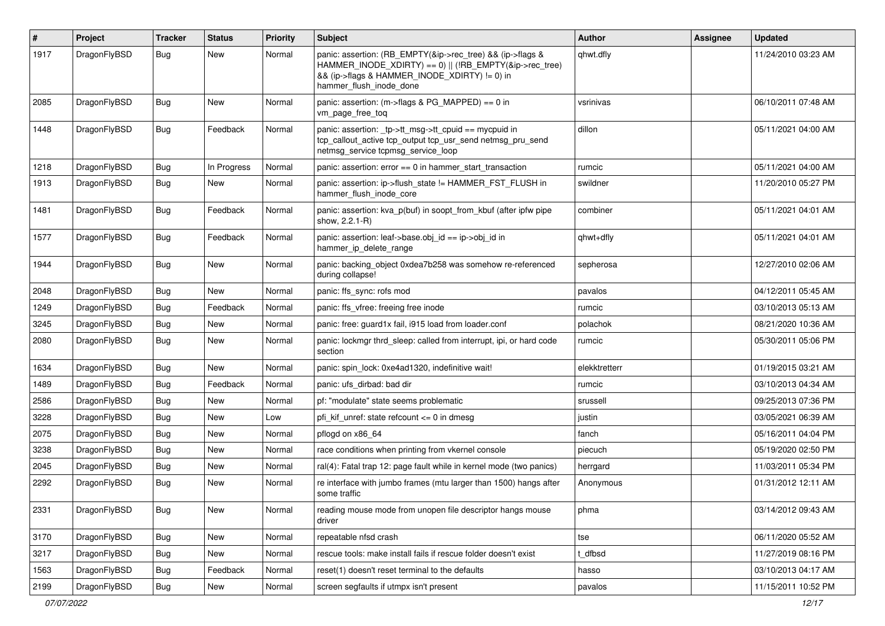| # | Project | Tracker | Status | Priority | Subject | Author | Assignee | Updated |
|---|---|---|---|---|---|---|---|---|
| 1917 | DragonFlyBSD | Bug | New | Normal | panic: assertion: (RB_EMPTY(&ip->rec_tree) && (ip->flags & HAMMER_INODE_XDIRTY) == 0) \|\| (!RB_EMPTY(&ip->rec_tree) && (ip->flags & HAMMER_INODE_XDIRTY) != 0) in hammer_flush_inode_done | qhwt.dfly | | 11/24/2010 03:23 AM |
| 2085 | DragonFlyBSD | Bug | New | Normal | panic: assertion: (m->flags & PG_MAPPED) == 0 in vm_page_free_toq | vsrinivas | | 06/10/2011 07:48 AM |
| 1448 | DragonFlyBSD | Bug | Feedback | Normal | panic: assertion: _tp->tt_msg->tt_cpuid == mycpuid in tcp_callout_active tcp_output tcp_usr_send netmsg_pru_send netmsg_service tcpmsg_service_loop | dillon | | 05/11/2021 04:00 AM |
| 1218 | DragonFlyBSD | Bug | In Progress | Normal | panic: assertion: error == 0 in hammer_start_transaction | rumcic | | 05/11/2021 04:00 AM |
| 1913 | DragonFlyBSD | Bug | New | Normal | panic: assertion: ip->flush_state != HAMMER_FST_FLUSH in hammer_flush_inode_core | swildner | | 11/20/2010 05:27 PM |
| 1481 | DragonFlyBSD | Bug | Feedback | Normal | panic: assertion: kva_p(buf) in soopt_from_kbuf (after ipfw pipe show, 2.2.1-R) | combiner | | 05/11/2021 04:01 AM |
| 1577 | DragonFlyBSD | Bug | Feedback | Normal | panic: assertion: leaf->base.obj_id == ip->obj_id in hammer_ip_delete_range | qhwt+dfly | | 05/11/2021 04:01 AM |
| 1944 | DragonFlyBSD | Bug | New | Normal | panic: backing_object 0xdea7b258 was somehow re-referenced during collapse! | sepherosa | | 12/27/2010 02:06 AM |
| 2048 | DragonFlyBSD | Bug | New | Normal | panic: ffs_sync: rofs mod | pavalos | | 04/12/2011 05:45 AM |
| 1249 | DragonFlyBSD | Bug | Feedback | Normal | panic: ffs_vfree: freeing free inode | rumcic | | 03/10/2013 05:13 AM |
| 3245 | DragonFlyBSD | Bug | New | Normal | panic: free: guard1x fail, i915 load from loader.conf | polachok | | 08/21/2020 10:36 AM |
| 2080 | DragonFlyBSD | Bug | New | Normal | panic: lockmgr thrd_sleep: called from interrupt, ipi, or hard code section | rumcic | | 05/30/2011 05:06 PM |
| 1634 | DragonFlyBSD | Bug | New | Normal | panic: spin_lock: 0xe4ad1320, indefinitive wait! | elekktretterr | | 01/19/2015 03:21 AM |
| 1489 | DragonFlyBSD | Bug | Feedback | Normal | panic: ufs_dirbad: bad dir | rumcic | | 03/10/2013 04:34 AM |
| 2586 | DragonFlyBSD | Bug | New | Normal | pf: "modulate" state seems problematic | srussell | | 09/25/2013 07:36 PM |
| 3228 | DragonFlyBSD | Bug | New | Low | pfi_kif_unref: state refcount <= 0 in dmesg | justin | | 03/05/2021 06:39 AM |
| 2075 | DragonFlyBSD | Bug | New | Normal | pflogd on x86_64 | fanch | | 05/16/2011 04:04 PM |
| 3238 | DragonFlyBSD | Bug | New | Normal | race conditions when printing from vkernel console | piecuch | | 05/19/2020 02:50 PM |
| 2045 | DragonFlyBSD | Bug | New | Normal | ral(4): Fatal trap 12: page fault while in kernel mode (two panics) | herrgard | | 11/03/2011 05:34 PM |
| 2292 | DragonFlyBSD | Bug | New | Normal | re interface with jumbo frames (mtu larger than 1500) hangs after some traffic | Anonymous | | 01/31/2012 12:11 AM |
| 2331 | DragonFlyBSD | Bug | New | Normal | reading mouse mode from unopen file descriptor hangs mouse driver | phma | | 03/14/2012 09:43 AM |
| 3170 | DragonFlyBSD | Bug | New | Normal | repeatable nfsd crash | tse | | 06/11/2020 05:52 AM |
| 3217 | DragonFlyBSD | Bug | New | Normal | rescue tools: make install fails if rescue folder doesn't exist | t_dfbsd | | 11/27/2019 08:16 PM |
| 1563 | DragonFlyBSD | Bug | Feedback | Normal | reset(1) doesn't reset terminal to the defaults | hasso | | 03/10/2013 04:17 AM |
| 2199 | DragonFlyBSD | Bug | New | Normal | screen segfaults if utmpx isn't present | pavalos | | 11/15/2011 10:52 PM |

*07/07/2022*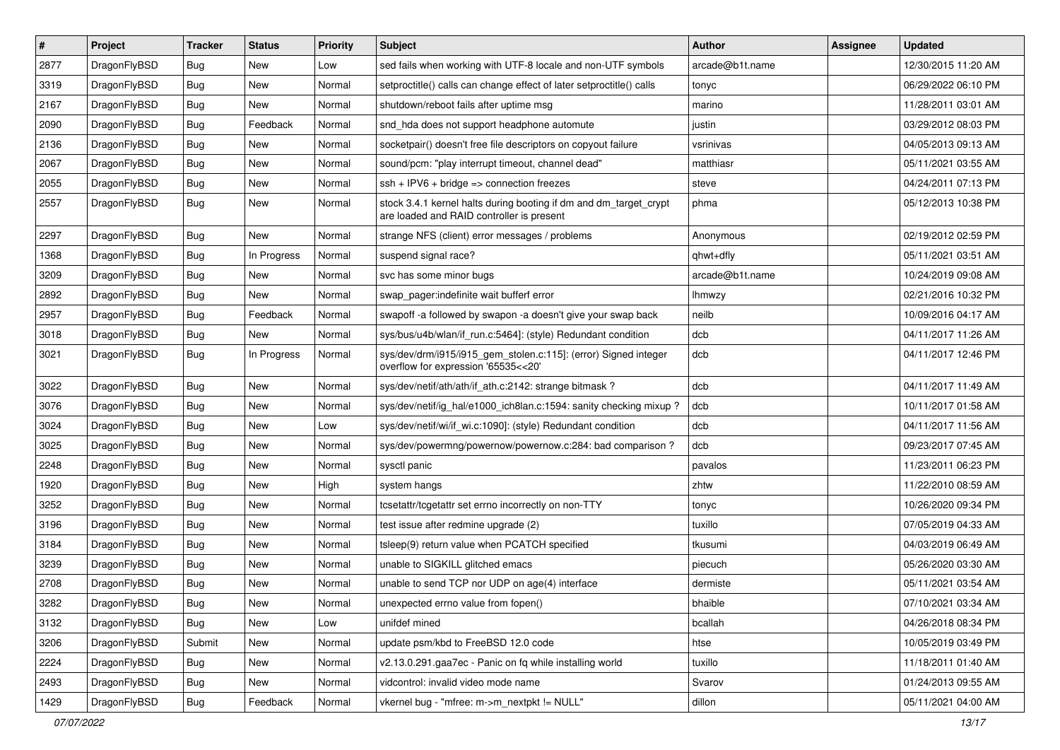| # | Project | Tracker | Status | Priority | Subject | Author | Assignee | Updated |
| --- | --- | --- | --- | --- | --- | --- | --- | --- |
| 2877 | DragonFlyBSD | Bug | New | Low | sed fails when working with UTF-8 locale and non-UTF symbols | arcade@b1t.name | | 12/30/2015 11:20 AM |
| 3319 | DragonFlyBSD | Bug | New | Normal | setproctitle() calls can change effect of later setproctitle() calls | tonyc | | 06/29/2022 06:10 PM |
| 2167 | DragonFlyBSD | Bug | New | Normal | shutdown/reboot fails after uptime msg | marino | | 11/28/2011 03:01 AM |
| 2090 | DragonFlyBSD | Bug | Feedback | Normal | snd_hda does not support headphone automute | justin | | 03/29/2012 08:03 PM |
| 2136 | DragonFlyBSD | Bug | New | Normal | socketpair() doesn't free file descriptors on copyout failure | vsrinivas | | 04/05/2013 09:13 AM |
| 2067 | DragonFlyBSD | Bug | New | Normal | sound/pcm: "play interrupt timeout, channel dead" | matthiasr | | 05/11/2021 03:55 AM |
| 2055 | DragonFlyBSD | Bug | New | Normal | ssh + IPV6 + bridge => connection freezes | steve | | 04/24/2011 07:13 PM |
| 2557 | DragonFlyBSD | Bug | New | Normal | stock 3.4.1 kernel halts during booting if dm and dm_target_crypt are loaded and RAID controller is present | phma | | 05/12/2013 10:38 PM |
| 2297 | DragonFlyBSD | Bug | New | Normal | strange NFS (client) error messages / problems | Anonymous | | 02/19/2012 02:59 PM |
| 1368 | DragonFlyBSD | Bug | In Progress | Normal | suspend signal race? | qhwt+dfly | | 05/11/2021 03:51 AM |
| 3209 | DragonFlyBSD | Bug | New | Normal | svc has some minor bugs | arcade@b1t.name | | 10/24/2019 09:08 AM |
| 2892 | DragonFlyBSD | Bug | New | Normal | swap_pager:indefinite wait bufferf error | lhmwzy | | 02/21/2016 10:32 PM |
| 2957 | DragonFlyBSD | Bug | Feedback | Normal | swapoff -a followed by swapon -a doesn't give your swap back | neilb | | 10/09/2016 04:17 AM |
| 3018 | DragonFlyBSD | Bug | New | Normal | sys/bus/u4b/wlan/if_run.c:5464]: (style) Redundant condition | dcb | | 04/11/2017 11:26 AM |
| 3021 | DragonFlyBSD | Bug | In Progress | Normal | sys/dev/drm/i915/i915_gem_stolen.c:115]: (error) Signed integer overflow for expression '65535<<20' | dcb | | 04/11/2017 12:46 PM |
| 3022 | DragonFlyBSD | Bug | New | Normal | sys/dev/netif/ath/ath/if_ath.c:2142: strange bitmask ? | dcb | | 04/11/2017 11:49 AM |
| 3076 | DragonFlyBSD | Bug | New | Normal | sys/dev/netif/ig_hal/e1000_ich8lan.c:1594: sanity checking mixup ? | dcb | | 10/11/2017 01:58 AM |
| 3024 | DragonFlyBSD | Bug | New | Low | sys/dev/netif/wi/if_wi.c:1090]: (style) Redundant condition | dcb | | 04/11/2017 11:56 AM |
| 3025 | DragonFlyBSD | Bug | New | Normal | sys/dev/powermng/powernow/powernow.c:284: bad comparison ? | dcb | | 09/23/2017 07:45 AM |
| 2248 | DragonFlyBSD | Bug | New | Normal | sysctl panic | pavalos | | 11/23/2011 06:23 PM |
| 1920 | DragonFlyBSD | Bug | New | High | system hangs | zhtw | | 11/22/2010 08:59 AM |
| 3252 | DragonFlyBSD | Bug | New | Normal | tcsetattr/tcgetattr set errno incorrectly on non-TTY | tonyc | | 10/26/2020 09:34 PM |
| 3196 | DragonFlyBSD | Bug | New | Normal | test issue after redmine upgrade (2) | tuxillo | | 07/05/2019 04:33 AM |
| 3184 | DragonFlyBSD | Bug | New | Normal | tsleep(9) return value when PCATCH specified | tkusumi | | 04/03/2019 06:49 AM |
| 3239 | DragonFlyBSD | Bug | New | Normal | unable to SIGKILL glitched emacs | piecuch | | 05/26/2020 03:30 AM |
| 2708 | DragonFlyBSD | Bug | New | Normal | unable to send TCP nor UDP on age(4) interface | dermiste | | 05/11/2021 03:54 AM |
| 3282 | DragonFlyBSD | Bug | New | Normal | unexpected errno value from fopen() | bhaible | | 07/10/2021 03:34 AM |
| 3132 | DragonFlyBSD | Bug | New | Low | unifdef mined | bcallah | | 04/26/2018 08:34 PM |
| 3206 | DragonFlyBSD | Submit | New | Normal | update psm/kbd to FreeBSD 12.0 code | htse | | 10/05/2019 03:49 PM |
| 2224 | DragonFlyBSD | Bug | New | Normal | v2.13.0.291.gaa7ec - Panic on fq while installing world | tuxillo | | 11/18/2011 01:40 AM |
| 2493 | DragonFlyBSD | Bug | New | Normal | vidcontrol: invalid video mode name | Svarov | | 01/24/2013 09:55 AM |
| 1429 | DragonFlyBSD | Bug | Feedback | Normal | vkernel bug - "mfree: m->m_nextpkt != NULL" | dillon | | 05/11/2021 04:00 AM |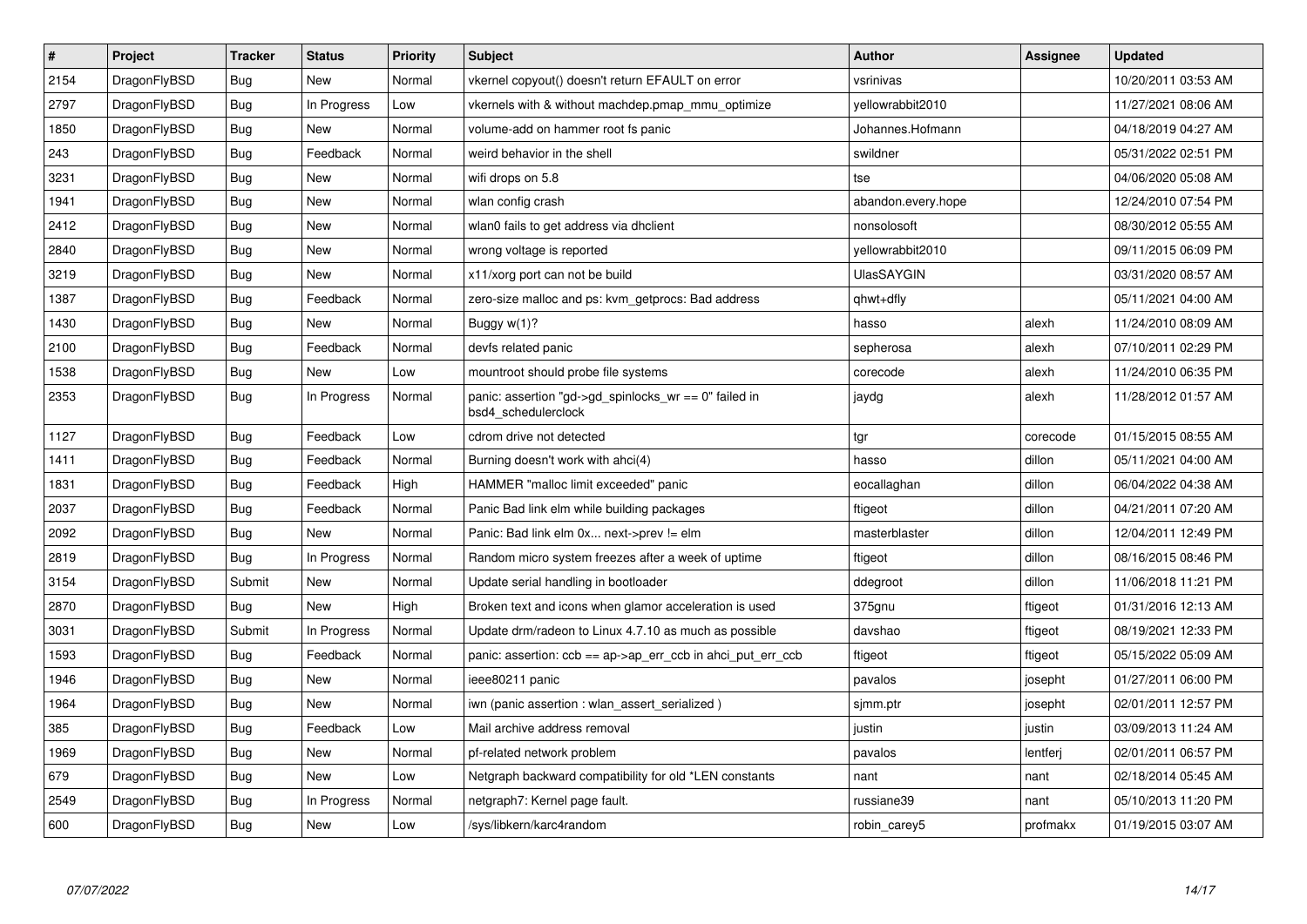| # | Project | Tracker | Status | Priority | Subject | Author | Assignee | Updated |
|---|---|---|---|---|---|---|---|---|
| 2154 | DragonFlyBSD | Bug | New | Normal | vkernel copyout() doesn't return EFAULT on error | vsrinivas | | 10/20/2011 03:53 AM |
| 2797 | DragonFlyBSD | Bug | In Progress | Low | vkernels with & without machdep.pmap_mmu_optimize | yellowrabbit2010 | | 11/27/2021 08:06 AM |
| 1850 | DragonFlyBSD | Bug | New | Normal | volume-add on hammer root fs panic | Johannes.Hofmann | | 04/18/2019 04:27 AM |
| 243 | DragonFlyBSD | Bug | Feedback | Normal | weird behavior in the shell | swildner | | 05/31/2022 02:51 PM |
| 3231 | DragonFlyBSD | Bug | New | Normal | wifi drops on 5.8 | tse | | 04/06/2020 05:08 AM |
| 1941 | DragonFlyBSD | Bug | New | Normal | wlan config crash | abandon.every.hope | | 12/24/2010 07:54 PM |
| 2412 | DragonFlyBSD | Bug | New | Normal | wlan0 fails to get address via dhclient | nonsolosoft | | 08/30/2012 05:55 AM |
| 2840 | DragonFlyBSD | Bug | New | Normal | wrong voltage is reported | yellowrabbit2010 | | 09/11/2015 06:09 PM |
| 3219 | DragonFlyBSD | Bug | New | Normal | x11/xorg port can not be build | UlasSAYGIN | | 03/31/2020 08:57 AM |
| 1387 | DragonFlyBSD | Bug | Feedback | Normal | zero-size malloc and ps: kvm_getprocs: Bad address | qhwt+dfly | | 05/11/2021 04:00 AM |
| 1430 | DragonFlyBSD | Bug | New | Normal | Buggy w(1)? | hasso | alexh | 11/24/2010 08:09 AM |
| 2100 | DragonFlyBSD | Bug | Feedback | Normal | devfs related panic | sepherosa | alexh | 07/10/2011 02:29 PM |
| 1538 | DragonFlyBSD | Bug | New | Low | mountroot should probe file systems | corecode | alexh | 11/24/2010 06:35 PM |
| 2353 | DragonFlyBSD | Bug | In Progress | Normal | panic: assertion "gd->gd_spinlocks_wr == 0" failed in bsd4_schedulerclock | jaydg | alexh | 11/28/2012 01:57 AM |
| 1127 | DragonFlyBSD | Bug | Feedback | Low | cdrom drive not detected | tgr | corecode | 01/15/2015 08:55 AM |
| 1411 | DragonFlyBSD | Bug | Feedback | Normal | Burning doesn't work with ahci(4) | hasso | dillon | 05/11/2021 04:00 AM |
| 1831 | DragonFlyBSD | Bug | Feedback | High | HAMMER "malloc limit exceeded" panic | eocallaghan | dillon | 06/04/2022 04:38 AM |
| 2037 | DragonFlyBSD | Bug | Feedback | Normal | Panic Bad link elm while building packages | ftigeot | dillon | 04/21/2011 07:20 AM |
| 2092 | DragonFlyBSD | Bug | New | Normal | Panic: Bad link elm 0x... next->prev != elm | masterblaster | dillon | 12/04/2011 12:49 PM |
| 2819 | DragonFlyBSD | Bug | In Progress | Normal | Random micro system freezes after a week of uptime | ftigeot | dillon | 08/16/2015 08:46 PM |
| 3154 | DragonFlyBSD | Submit | New | Normal | Update serial handling in bootloader | ddegroot | dillon | 11/06/2018 11:21 PM |
| 2870 | DragonFlyBSD | Bug | New | High | Broken text and icons when glamor acceleration is used | 375gnu | ftigeot | 01/31/2016 12:13 AM |
| 3031 | DragonFlyBSD | Submit | In Progress | Normal | Update drm/radeon to Linux 4.7.10 as much as possible | davshao | ftigeot | 08/19/2021 12:33 PM |
| 1593 | DragonFlyBSD | Bug | Feedback | Normal | panic: assertion: ccb == ap->ap_err_ccb in ahci_put_err_ccb | ftigeot | ftigeot | 05/15/2022 05:09 AM |
| 1946 | DragonFlyBSD | Bug | New | Normal | ieee80211 panic | pavalos | josepht | 01/27/2011 06:00 PM |
| 1964 | DragonFlyBSD | Bug | New | Normal | iwn (panic assertion : wlan_assert_serialized ) | sjmm.ptr | josepht | 02/01/2011 12:57 PM |
| 385 | DragonFlyBSD | Bug | Feedback | Low | Mail archive address removal | justin | justin | 03/09/2013 11:24 AM |
| 1969 | DragonFlyBSD | Bug | New | Normal | pf-related network problem | pavalos | lentferj | 02/01/2011 06:57 PM |
| 679 | DragonFlyBSD | Bug | New | Low | Netgraph backward compatibility for old *LEN constants | nant | nant | 02/18/2014 05:45 AM |
| 2549 | DragonFlyBSD | Bug | In Progress | Normal | netgraph7: Kernel page fault. | russiane39 | nant | 05/10/2013 11:20 PM |
| 600 | DragonFlyBSD | Bug | New | Low | /sys/libkern/karc4random | robin_carey5 | profmakx | 01/19/2015 03:07 AM |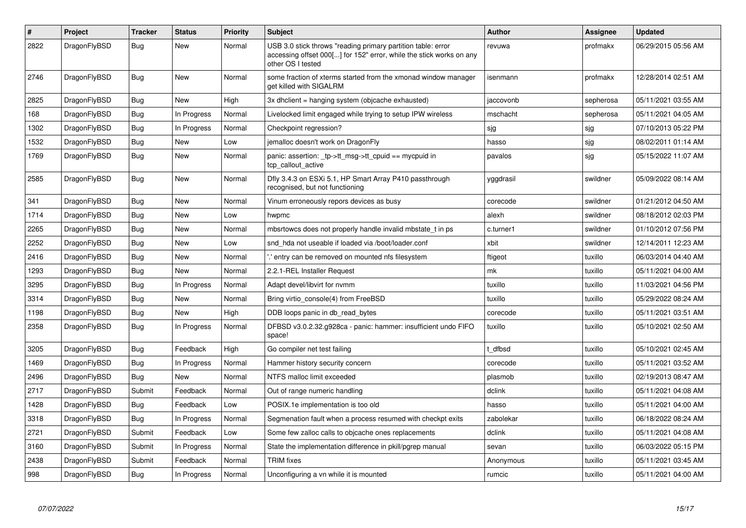| # | Project | Tracker | Status | Priority | Subject | Author | Assignee | Updated |
|---|---|---|---|---|---|---|---|---|
| 2822 | DragonFlyBSD | Bug | New | Normal | USB 3.0 stick throws "reading primary partition table: error accessing offset 000[...] for 152" error, while the stick works on any other OS I tested | revuwa | profmakx | 06/29/2015 05:56 AM |
| 2746 | DragonFlyBSD | Bug | New | Normal | some fraction of xterms started from the xmonad window manager get killed with SIGALRM | isenmann | profmakx | 12/28/2014 02:51 AM |
| 2825 | DragonFlyBSD | Bug | New | High | 3x dhclient = hanging system (objcache exhausted) | jaccovonb | sepherosa | 05/11/2021 03:55 AM |
| 168 | DragonFlyBSD | Bug | In Progress | Normal | Livelocked limit engaged while trying to setup IPW wireless | mschacht | sepherosa | 05/11/2021 04:05 AM |
| 1302 | DragonFlyBSD | Bug | In Progress | Normal | Checkpoint regression? | sjg | sjg | 07/10/2013 05:22 PM |
| 1532 | DragonFlyBSD | Bug | New | Low | jemalloc doesn't work on DragonFly | hasso | sjg | 08/02/2011 01:14 AM |
| 1769 | DragonFlyBSD | Bug | New | Normal | panic: assertion: _tp->tt_msg->tt_cpuid == mycpuid in tcp_callout_active | pavalos | sjg | 05/15/2022 11:07 AM |
| 2585 | DragonFlyBSD | Bug | New | Normal | Dfly 3.4.3 on ESXi 5.1, HP Smart Array P410 passthrough recognised, but not functioning | yggdrasil | swildner | 05/09/2022 08:14 AM |
| 341 | DragonFlyBSD | Bug | New | Normal | Vinum erroneously repors devices as busy | corecode | swildner | 01/21/2012 04:50 AM |
| 1714 | DragonFlyBSD | Bug | New | Low | hwpmc | alexh | swildner | 08/18/2012 02:03 PM |
| 2265 | DragonFlyBSD | Bug | New | Normal | mbsrtowcs does not properly handle invalid mbstate_t in ps | c.turner1 | swildner | 01/10/2012 07:56 PM |
| 2252 | DragonFlyBSD | Bug | New | Low | snd_hda not useable if loaded via /boot/loader.conf | xbit | swildner | 12/14/2011 12:23 AM |
| 2416 | DragonFlyBSD | Bug | New | Normal | '.' entry can be removed on mounted nfs filesystem | ftigeot | tuxillo | 06/03/2014 04:40 AM |
| 1293 | DragonFlyBSD | Bug | New | Normal | 2.2.1-REL Installer Request | mk | tuxillo | 05/11/2021 04:00 AM |
| 3295 | DragonFlyBSD | Bug | In Progress | Normal | Adapt devel/libvirt for nvmm | tuxillo | tuxillo | 11/03/2021 04:56 PM |
| 3314 | DragonFlyBSD | Bug | New | Normal | Bring virtio_console(4) from FreeBSD | tuxillo | tuxillo | 05/29/2022 08:24 AM |
| 1198 | DragonFlyBSD | Bug | New | High | DDB loops panic in db_read_bytes | corecode | tuxillo | 05/11/2021 03:51 AM |
| 2358 | DragonFlyBSD | Bug | In Progress | Normal | DFBSD v3.0.2.32.g928ca - panic: hammer: insufficient undo FIFO space! | tuxillo | tuxillo | 05/10/2021 02:50 AM |
| 3205 | DragonFlyBSD | Bug | Feedback | High | Go compiler net test failing | t_dfbsd | tuxillo | 05/10/2021 02:45 AM |
| 1469 | DragonFlyBSD | Bug | In Progress | Normal | Hammer history security concern | corecode | tuxillo | 05/11/2021 03:52 AM |
| 2496 | DragonFlyBSD | Bug | New | Normal | NTFS malloc limit exceeded | plasmob | tuxillo | 02/19/2013 08:47 AM |
| 2717 | DragonFlyBSD | Submit | Feedback | Normal | Out of range numeric handling | dclink | tuxillo | 05/11/2021 04:08 AM |
| 1428 | DragonFlyBSD | Bug | Feedback | Low | POSIX.1e implementation is too old | hasso | tuxillo | 05/11/2021 04:00 AM |
| 3318 | DragonFlyBSD | Bug | In Progress | Normal | Segmenation fault when a process resumed with checkpt exits | zabolekar | tuxillo | 06/18/2022 08:24 AM |
| 2721 | DragonFlyBSD | Submit | Feedback | Low | Some few zalloc calls to objcache ones replacements | dclink | tuxillo | 05/11/2021 04:08 AM |
| 3160 | DragonFlyBSD | Submit | In Progress | Normal | State the implementation difference in pkill/pgrep manual | sevan | tuxillo | 06/03/2022 05:15 PM |
| 2438 | DragonFlyBSD | Submit | Feedback | Normal | TRIM fixes | Anonymous | tuxillo | 05/11/2021 03:45 AM |
| 998 | DragonFlyBSD | Bug | In Progress | Normal | Unconfiguring a vn while it is mounted | rumcic | tuxillo | 05/11/2021 04:00 AM |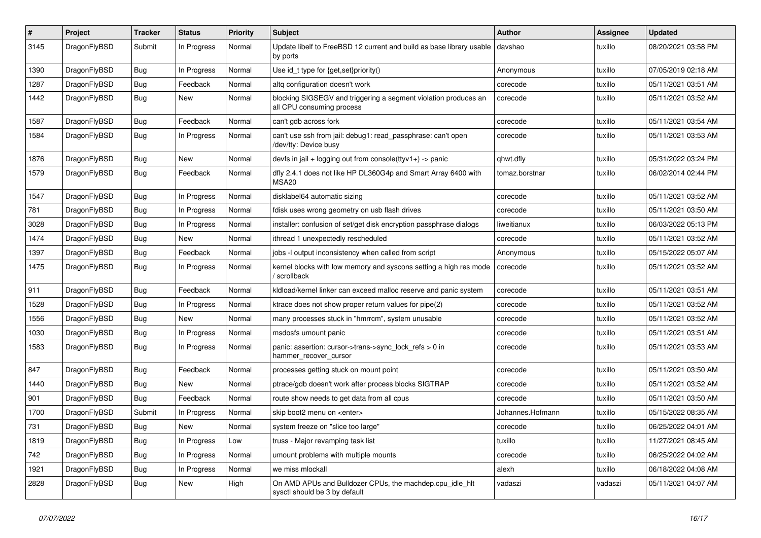| # | Project | Tracker | Status | Priority | Subject | Author | Assignee | Updated |
|---|---|---|---|---|---|---|---|---|
| 3145 | DragonFlyBSD | Submit | In Progress | Normal | Update libelf to FreeBSD 12 current and build as base library usable by ports | davshao | tuxillo | 08/20/2021 03:58 PM |
| 1390 | DragonFlyBSD | Bug | In Progress | Normal | Use id_t type for {get,set}priority() | Anonymous | tuxillo | 07/05/2019 02:18 AM |
| 1287 | DragonFlyBSD | Bug | Feedback | Normal | altq configuration doesn't work | corecode | tuxillo | 05/11/2021 03:51 AM |
| 1442 | DragonFlyBSD | Bug | New | Normal | blocking SIGSEGV and triggering a segment violation produces an all CPU consuming process | corecode | tuxillo | 05/11/2021 03:52 AM |
| 1587 | DragonFlyBSD | Bug | Feedback | Normal | can't gdb across fork | corecode | tuxillo | 05/11/2021 03:54 AM |
| 1584 | DragonFlyBSD | Bug | In Progress | Normal | can't use ssh from jail: debug1: read_passphrase: can't open /dev/tty: Device busy | corecode | tuxillo | 05/11/2021 03:53 AM |
| 1876 | DragonFlyBSD | Bug | New | Normal | devfs in jail + logging out from console(ttyv1+) -> panic | qhwt.dfly | tuxillo | 05/31/2022 03:24 PM |
| 1579 | DragonFlyBSD | Bug | Feedback | Normal | dfly 2.4.1 does not like HP DL360G4p and Smart Array 6400 with MSA20 | tomaz.borstnar | tuxillo | 06/02/2014 02:44 PM |
| 1547 | DragonFlyBSD | Bug | In Progress | Normal | disklabel64 automatic sizing | corecode | tuxillo | 05/11/2021 03:52 AM |
| 781 | DragonFlyBSD | Bug | In Progress | Normal | fdisk uses wrong geometry on usb flash drives | corecode | tuxillo | 05/11/2021 03:50 AM |
| 3028 | DragonFlyBSD | Bug | In Progress | Normal | installer: confusion of set/get disk encryption passphrase dialogs | liweitianux | tuxillo | 06/03/2022 05:13 PM |
| 1474 | DragonFlyBSD | Bug | New | Normal | ithread 1 unexpectedly rescheduled | corecode | tuxillo | 05/11/2021 03:52 AM |
| 1397 | DragonFlyBSD | Bug | Feedback | Normal | jobs -l output inconsistency when called from script | Anonymous | tuxillo | 05/15/2022 05:07 AM |
| 1475 | DragonFlyBSD | Bug | In Progress | Normal | kernel blocks with low memory and syscons setting a high res mode / scrollback | corecode | tuxillo | 05/11/2021 03:52 AM |
| 911 | DragonFlyBSD | Bug | Feedback | Normal | kldload/kernel linker can exceed malloc reserve and panic system | corecode | tuxillo | 05/11/2021 03:51 AM |
| 1528 | DragonFlyBSD | Bug | In Progress | Normal | ktrace does not show proper return values for pipe(2) | corecode | tuxillo | 05/11/2021 03:52 AM |
| 1556 | DragonFlyBSD | Bug | New | Normal | many processes stuck in "hmrrcm", system unusable | corecode | tuxillo | 05/11/2021 03:52 AM |
| 1030 | DragonFlyBSD | Bug | In Progress | Normal | msdosfs umount panic | corecode | tuxillo | 05/11/2021 03:51 AM |
| 1583 | DragonFlyBSD | Bug | In Progress | Normal | panic: assertion: cursor->trans->sync_lock_refs > 0 in hammer_recover_cursor | corecode | tuxillo | 05/11/2021 03:53 AM |
| 847 | DragonFlyBSD | Bug | Feedback | Normal | processes getting stuck on mount point | corecode | tuxillo | 05/11/2021 03:50 AM |
| 1440 | DragonFlyBSD | Bug | New | Normal | ptrace/gdb doesn't work after process blocks SIGTRAP | corecode | tuxillo | 05/11/2021 03:52 AM |
| 901 | DragonFlyBSD | Bug | Feedback | Normal | route show needs to get data from all cpus | corecode | tuxillo | 05/11/2021 03:50 AM |
| 1700 | DragonFlyBSD | Submit | In Progress | Normal | skip boot2 menu on <enter> | Johannes.Hofmann | tuxillo | 05/15/2022 08:35 AM |
| 731 | DragonFlyBSD | Bug | New | Normal | system freeze on "slice too large" | corecode | tuxillo | 06/25/2022 04:01 AM |
| 1819 | DragonFlyBSD | Bug | In Progress | Low | truss - Major revamping task list | tuxillo | tuxillo | 11/27/2021 08:45 AM |
| 742 | DragonFlyBSD | Bug | In Progress | Normal | umount problems with multiple mounts | corecode | tuxillo | 06/25/2022 04:02 AM |
| 1921 | DragonFlyBSD | Bug | In Progress | Normal | we miss mlockall | alexh | tuxillo | 06/18/2022 04:08 AM |
| 2828 | DragonFlyBSD | Bug | New | High | On AMD APUs and Bulldozer CPUs, the machdep.cpu_idle_hlt sysctl should be 3 by default | vadaszi | vadaszi | 05/11/2021 04:07 AM |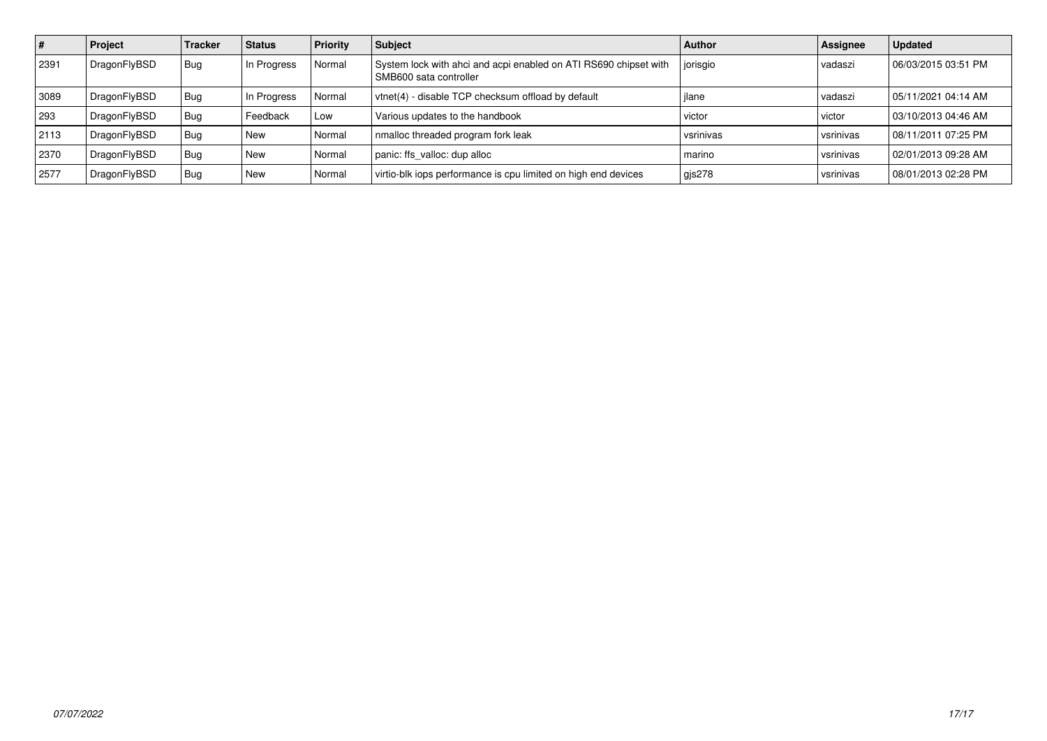| # | Project | Tracker | Status | Priority | Subject | Author | Assignee | Updated |
|---|---|---|---|---|---|---|---|---|
| 2391 | DragonFlyBSD | Bug | In Progress | Normal | System lock with ahci and acpi enabled on ATI RS690 chipset with SMB600 sata controller | jorisgio | vadaszi | 06/03/2015 03:51 PM |
| 3089 | DragonFlyBSD | Bug | In Progress | Normal | vtnet(4) - disable TCP checksum offload by default | jlane | vadaszi | 05/11/2021 04:14 AM |
| 293 | DragonFlyBSD | Bug | Feedback | Low | Various updates to the handbook | victor | victor | 03/10/2013 04:46 AM |
| 2113 | DragonFlyBSD | Bug | New | Normal | nmalloc threaded program fork leak | vsrinivas | vsrinivas | 08/11/2011 07:25 PM |
| 2370 | DragonFlyBSD | Bug | New | Normal | panic: ffs_valloc: dup alloc | marino | vsrinivas | 02/01/2013 09:28 AM |
| 2577 | DragonFlyBSD | Bug | New | Normal | virtio-blk iops performance is cpu limited on high end devices | gjs278 | vsrinivas | 08/01/2013 02:28 PM |